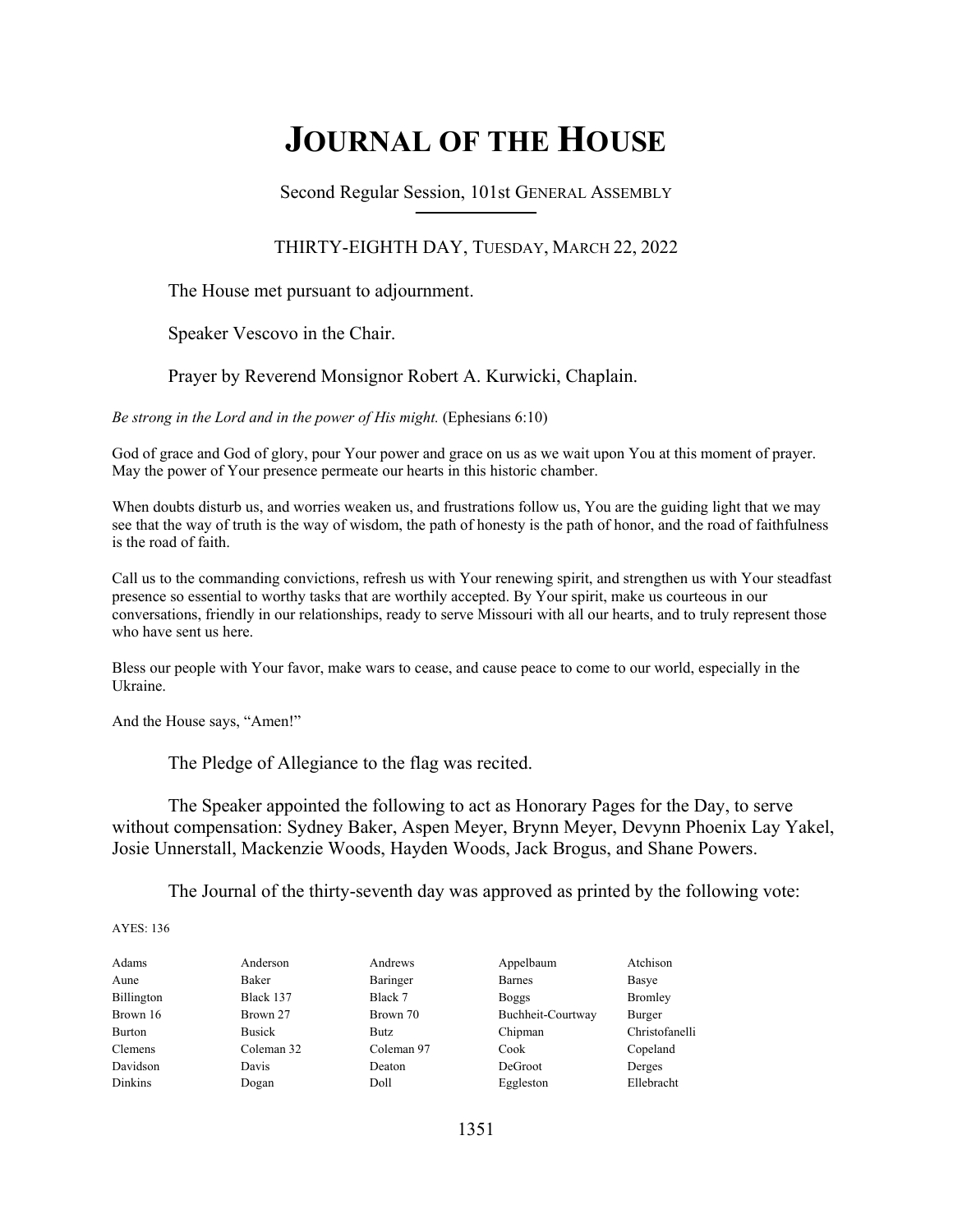# JOURNAL OF THE HOUSE

Second Regular Session, 101st GENERAL ASSEMBLY

THIRTY-EIGHTH DAY, TUESDAY, MARCH 22, 2022

The House met pursuant to adjournment.

Speaker Vescovo in the Chair.

Prayer by Reverend Monsignor Robert A. Kurwicki, Chaplain.

*Be strong in the Lord and in the power of His might.* (Ephesians 6:10)

God of grace and God of glory, pour Your power and grace on us as we wait upon You at this moment of prayer. May the power of Your presence permeate our hearts in this historic chamber.

When doubts disturb us, and worries weaken us, and frustrations follow us, You are the guiding light that we may see that the way of truth is the way of wisdom, the path of honesty is the path of honor, and the road of faithfulness is the road of faith.

Call us to the commanding convictions, refresh us with Your renewing spirit, and strengthen us with Your steadfast presence so essential to worthy tasks that are worthily accepted. By Your spirit, make us courteous in our conversations, friendly in our relationships, ready to serve Missouri with all our hearts, and to truly represent those who have sent us here.

Bless our people with Your favor, make wars to cease, and cause peace to come to our world, especially in the Ukraine.

And the House says, "Amen!"

The Pledge of Allegiance to the flag was recited.

The Speaker appointed the following to act as Honorary Pages for the Day, to serve without compensation: Sydney Baker, Aspen Meyer, Brynn Meyer, Devynn Phoenix Lay Yakel, Josie Unnerstall, Mackenzie Woods, Hayden Woods, Jack Brogus, and Shane Powers.

The Journal of the thirty-seventh day was approved as printed by the following vote:

AYES: 136

| | | | | |
|---|---|---|---|---|
| Adams | Anderson | Andrews | Appelbaum | Atchison |
| Aune | Baker | Baringer | Barnes | Basye |
| Billington | Black 137 | Black 7 | Boggs | Bromley |
| Brown 16 | Brown 27 | Brown 70 | Buchheit-Courtway | Burger |
| Burton | Busick | Butz | Chipman | Christofanelli |
| Clemens | Coleman 32 | Coleman 97 | Cook | Copeland |
| Davidson | Davis | Deaton | DeGroot | Derges |
| Dinkins | Dogan | Doll | Eggleston | Ellebracht |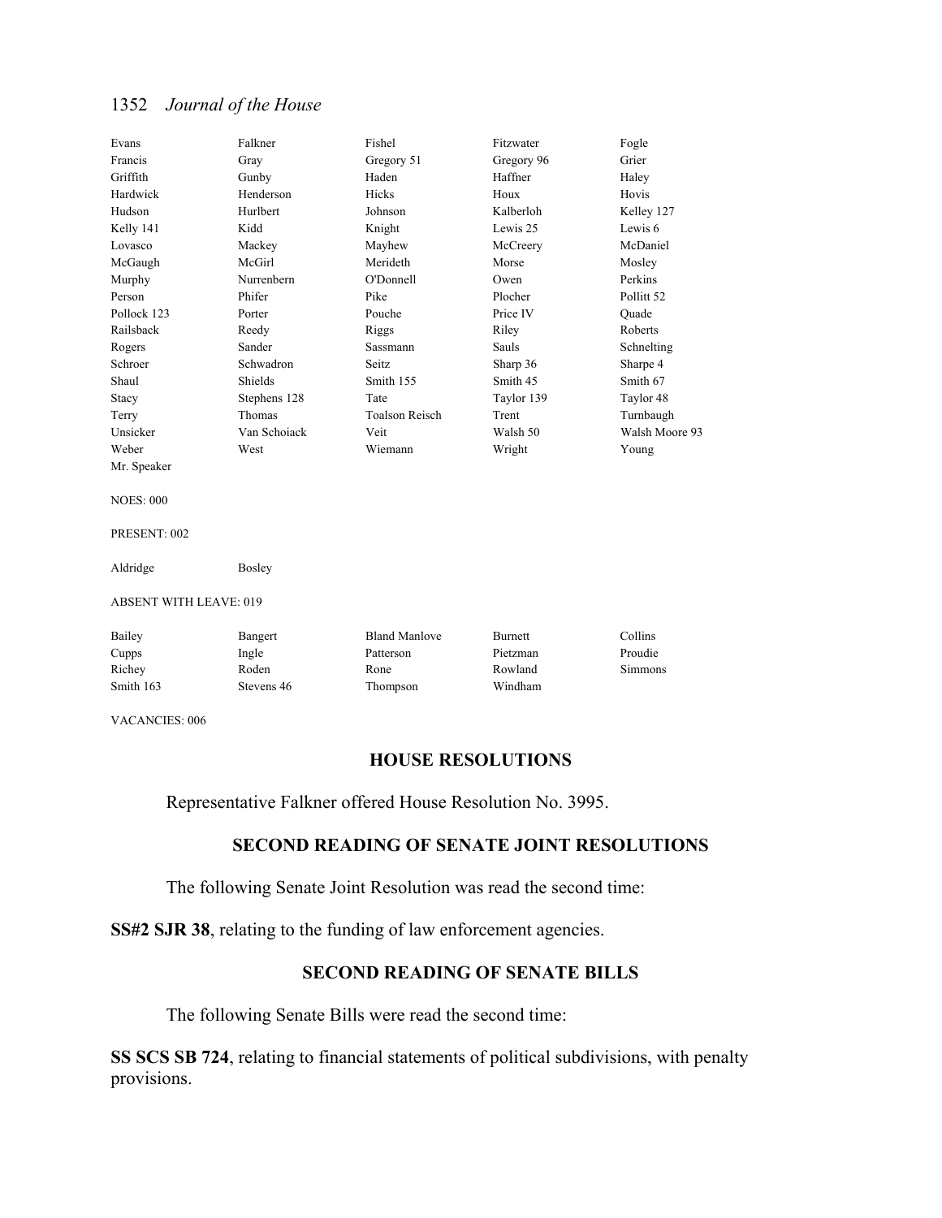| | | | | |
|---|---|---|---|---|
| Evans | Falkner | Fishel | Fitzwater | Fogle |
| Francis | Gray | Gregory 51 | Gregory 96 | Grier |
| Griffith | Gunby | Haden | Haffner | Haley |
| Hardwick | Henderson | Hicks | Houx | Hovis |
| Hudson | Hurlbert | Johnson | Kalberloh | Kelley 127 |
| Kelly 141 | Kidd | Knight | Lewis 25 | Lewis 6 |
| Lovasco | Mackey | Mayhew | McCreery | McDaniel |
| McGaugh | McGirl | Merideth | Morse | Mosley |
| Murphy | Nurrenbern | O'Donnell | Owen | Perkins |
| Person | Phifer | Pike | Plocher | Pollitt 52 |
| Pollock 123 | Porter | Pouche | Price IV | Quade |
| Railsback | Reedy | Riggs | Riley | Roberts |
| Rogers | Sander | Sassmann | Sauls | Schnelting |
| Schroer | Schwadron | Seitz | Sharp 36 | Sharpe 4 |
| Shaul | Shields | Smith 155 | Smith 45 | Smith 67 |
| Stacy | Stephens 128 | Tate | Taylor 139 | Taylor 48 |
| Terry | Thomas | Toalson Reisch | Trent | Turnbaugh |
| Unsicker | Van Schoiack | Veit | Walsh 50 | Walsh Moore 93 |
| Weber | West | Wiemann | Wright | Young |
| Mr. Speaker | | | | |

NOES: 000

PRESENT: 002

| | |
|---|---|
| Aldridge | Bosley |

ABSENT WITH LEAVE: 019

| | | | | |
|---|---|---|---|---|
| Bailey | Bangert | Bland Manlove | Burnett | Collins |
| Cupps | Ingle | Patterson | Pietzman | Proudie |
| Richey | Roden | Rone | Rowland | Simmons |
| Smith 163 | Stevens 46 | Thompson | Windham | |

VACANCIES: 006

## HOUSE RESOLUTIONS

Representative Falkner offered House Resolution No. 3995.

## SECOND READING OF SENATE JOINT RESOLUTIONS

The following Senate Joint Resolution was read the second time:

**SS#2 SJR 38**, relating to the funding of law enforcement agencies.

## SECOND READING OF SENATE BILLS

The following Senate Bills were read the second time:

**SS SCS SB 724**, relating to financial statements of political subdivisions, with penalty provisions.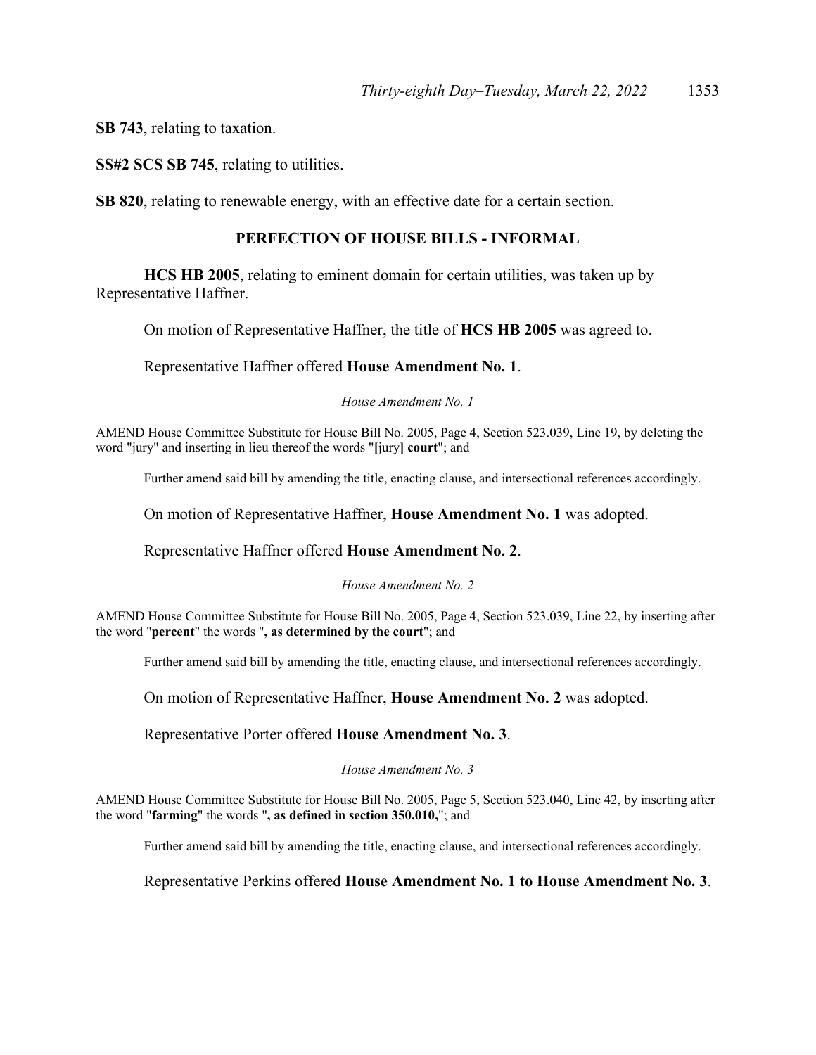**SB 743**, relating to taxation.

**SS#2 SCS SB 745**, relating to utilities.

**SB 820**, relating to renewable energy, with an effective date for a certain section.

## PERFECTION OF HOUSE BILLS - INFORMAL

**HCS HB 2005**, relating to eminent domain for certain utilities, was taken up by Representative Haffner.

On motion of Representative Haffner, the title of **HCS HB 2005** was agreed to.

Representative Haffner offered **House Amendment No. 1**.

*House Amendment No. 1*

AMEND House Committee Substitute for House Bill No. 2005, Page 4, Section 523.039, Line 19, by deleting the word "jury" and inserting in lieu thereof the words "**[**~~jury~~**] court**"; and

Further amend said bill by amending the title, enacting clause, and intersectional references accordingly.

On motion of Representative Haffner, **House Amendment No. 1** was adopted.

Representative Haffner offered **House Amendment No. 2**.

*House Amendment No. 2*

AMEND House Committee Substitute for House Bill No. 2005, Page 4, Section 523.039, Line 22, by inserting after the word "**percent**" the words "**, as determined by the court**"; and

Further amend said bill by amending the title, enacting clause, and intersectional references accordingly.

On motion of Representative Haffner, **House Amendment No. 2** was adopted.

Representative Porter offered **House Amendment No. 3**.

*House Amendment No. 3*

AMEND House Committee Substitute for House Bill No. 2005, Page 5, Section 523.040, Line 42, by inserting after the word "**farming**" the words "**, as defined in section 350.010,**"; and

Further amend said bill by amending the title, enacting clause, and intersectional references accordingly.

Representative Perkins offered **House Amendment No. 1 to House Amendment No. 3**.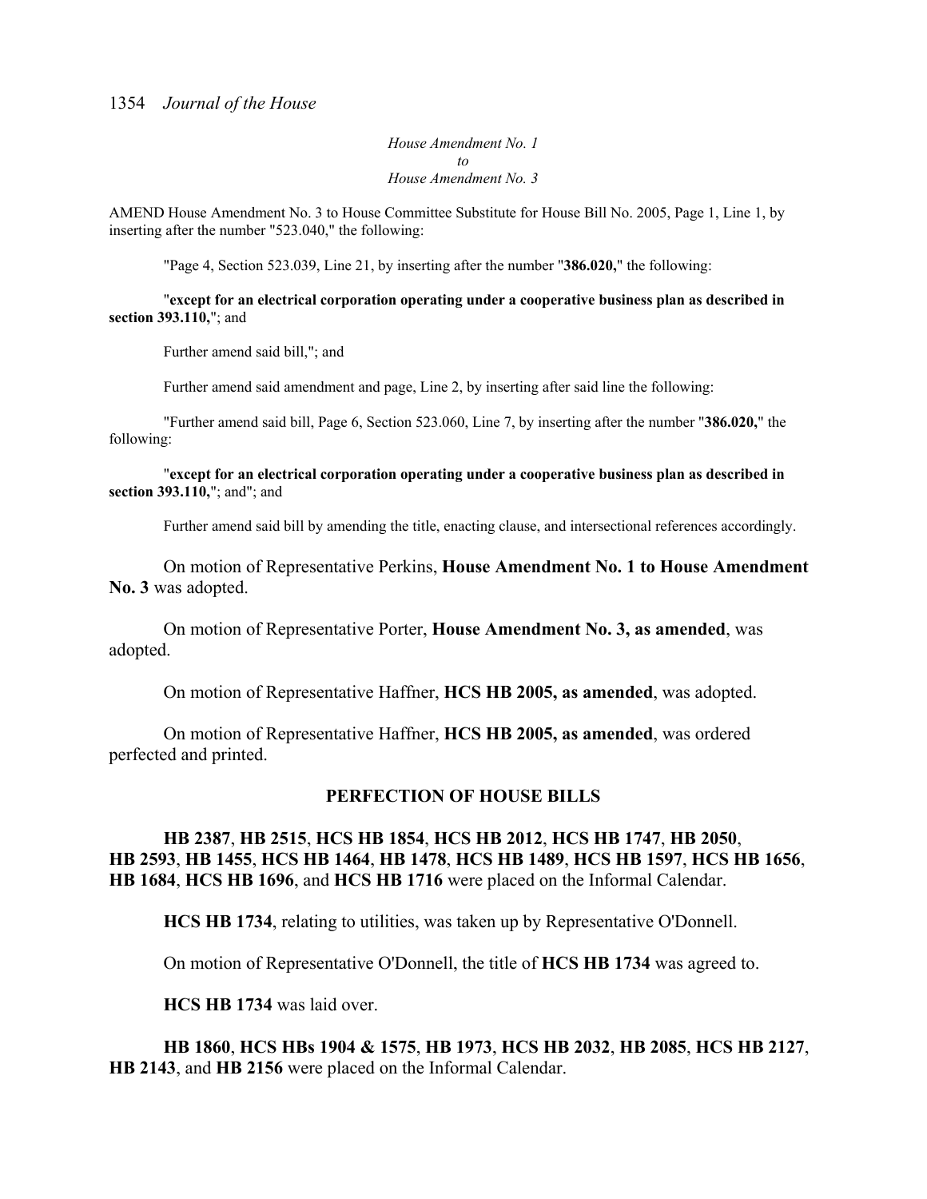*House Amendment No. 1*
*to*
*House Amendment No. 3*

AMEND House Amendment No. 3 to House Committee Substitute for House Bill No. 2005, Page 1, Line 1, by inserting after the number "523.040," the following:

"Page 4, Section 523.039, Line 21, by inserting after the number "**386.020,**" the following:

"**except for an electrical corporation operating under a cooperative business plan as described in section 393.110,**"; and

Further amend said bill,"; and

Further amend said amendment and page, Line 2, by inserting after said line the following:

"Further amend said bill, Page 6, Section 523.060, Line 7, by inserting after the number "**386.020,**" the following:

"**except for an electrical corporation operating under a cooperative business plan as described in section 393.110,**"; and"; and

Further amend said bill by amending the title, enacting clause, and intersectional references accordingly.

On motion of Representative Perkins, **House Amendment No. 1 to House Amendment No. 3** was adopted.

On motion of Representative Porter, **House Amendment No. 3, as amended**, was adopted.

On motion of Representative Haffner, **HCS HB 2005, as amended**, was adopted.

On motion of Representative Haffner, **HCS HB 2005, as amended**, was ordered perfected and printed.

## PERFECTION OF HOUSE BILLS

**HB 2387**, **HB 2515**, **HCS HB 1854**, **HCS HB 2012**, **HCS HB 1747**, **HB 2050**, **HB 2593**, **HB 1455**, **HCS HB 1464**, **HB 1478**, **HCS HB 1489**, **HCS HB 1597**, **HCS HB 1656**, **HB 1684**, **HCS HB 1696**, and **HCS HB 1716** were placed on the Informal Calendar.

**HCS HB 1734**, relating to utilities, was taken up by Representative O'Donnell.

On motion of Representative O'Donnell, the title of **HCS HB 1734** was agreed to.

**HCS HB 1734** was laid over.

**HB 1860**, **HCS HBs 1904 & 1575**, **HB 1973**, **HCS HB 2032**, **HB 2085**, **HCS HB 2127**, **HB 2143**, and **HB 2156** were placed on the Informal Calendar.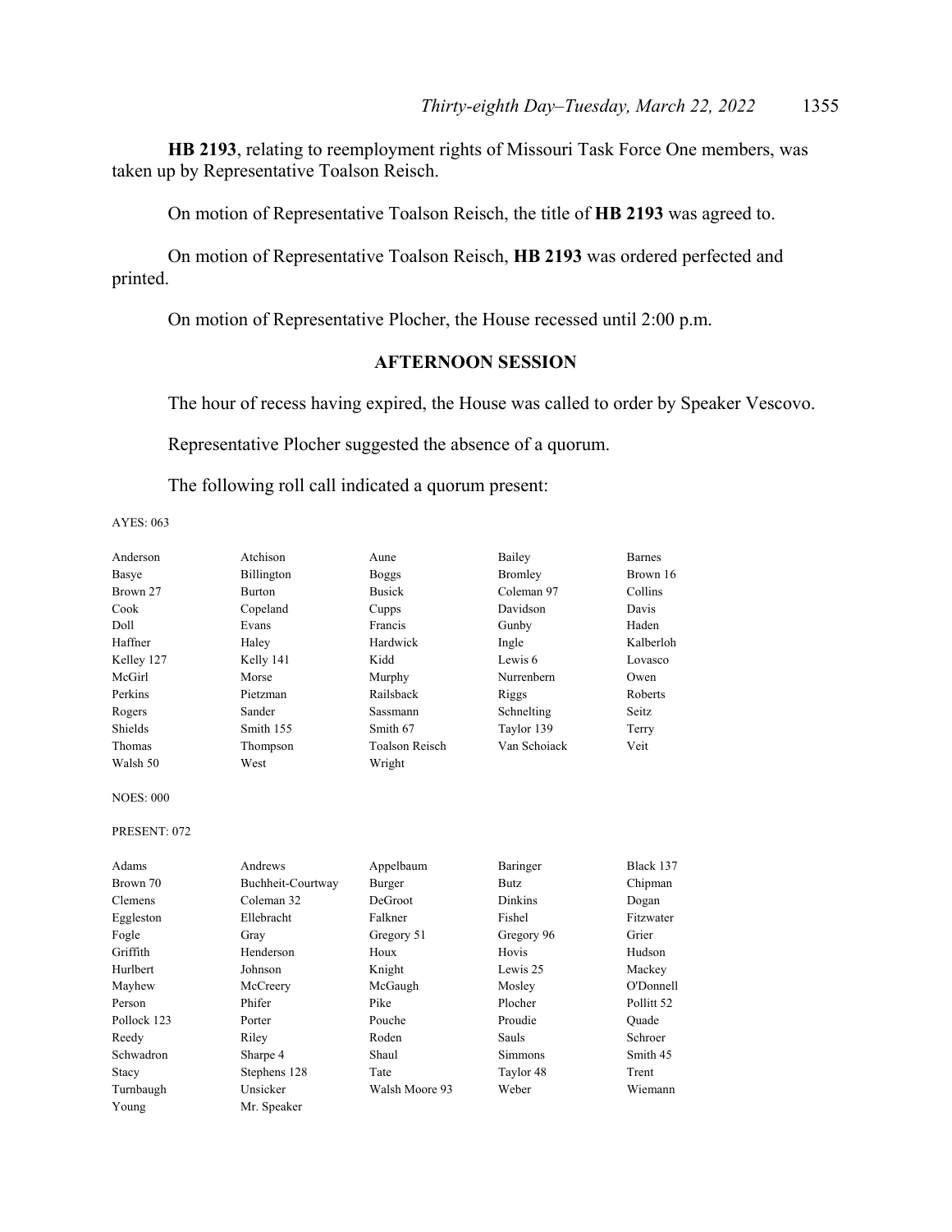**HB 2193**, relating to reemployment rights of Missouri Task Force One members, was taken up by Representative Toalson Reisch.

On motion of Representative Toalson Reisch, the title of **HB 2193** was agreed to.

On motion of Representative Toalson Reisch, **HB 2193** was ordered perfected and printed.

On motion of Representative Plocher, the House recessed until 2:00 p.m.

## AFTERNOON SESSION

The hour of recess having expired, the House was called to order by Speaker Vescovo.

Representative Plocher suggested the absence of a quorum.

The following roll call indicated a quorum present:

AYES: 063

| | | | | |
|---|---|---|---|---|
| Anderson | Atchison | Aune | Bailey | Barnes |
| Basye | Billington | Boggs | Bromley | Brown 16 |
| Brown 27 | Burton | Busick | Coleman 97 | Collins |
| Cook | Copeland | Cupps | Davidson | Davis |
| Doll | Evans | Francis | Gunby | Haden |
| Haffner | Haley | Hardwick | Ingle | Kalberloh |
| Kelley 127 | Kelly 141 | Kidd | Lewis 6 | Lovasco |
| McGirl | Morse | Murphy | Nurrenbern | Owen |
| Perkins | Pietzman | Railsback | Riggs | Roberts |
| Rogers | Sander | Sassmann | Schnelting | Seitz |
| Shields | Smith 155 | Smith 67 | Taylor 139 | Terry |
| Thomas | Thompson | Toalson Reisch | Van Schoiack | Veit |
| Walsh 50 | West | Wright | | |

NOES: 000

PRESENT: 072

| | | | | |
|---|---|---|---|---|
| Adams | Andrews | Appelbaum | Baringer | Black 137 |
| Brown 70 | Buchheit-Courtway | Burger | Butz | Chipman |
| Clemens | Coleman 32 | DeGroot | Dinkins | Dogan |
| Eggleston | Ellebracht | Falkner | Fishel | Fitzwater |
| Fogle | Gray | Gregory 51 | Gregory 96 | Grier |
| Griffith | Henderson | Houx | Hovis | Hudson |
| Hurlbert | Johnson | Knight | Lewis 25 | Mackey |
| Mayhew | McCreery | McGaugh | Mosley | O'Donnell |
| Person | Phifer | Pike | Plocher | Pollitt 52 |
| Pollock 123 | Porter | Pouche | Proudie | Quade |
| Reedy | Riley | Roden | Sauls | Schroer |
| Schwadron | Sharpe 4 | Shaul | Simmons | Smith 45 |
| Stacy | Stephens 128 | Tate | Taylor 48 | Trent |
| Turnbaugh | Unsicker | Walsh Moore 93 | Weber | Wiemann |
| Young | Mr. Speaker | | | |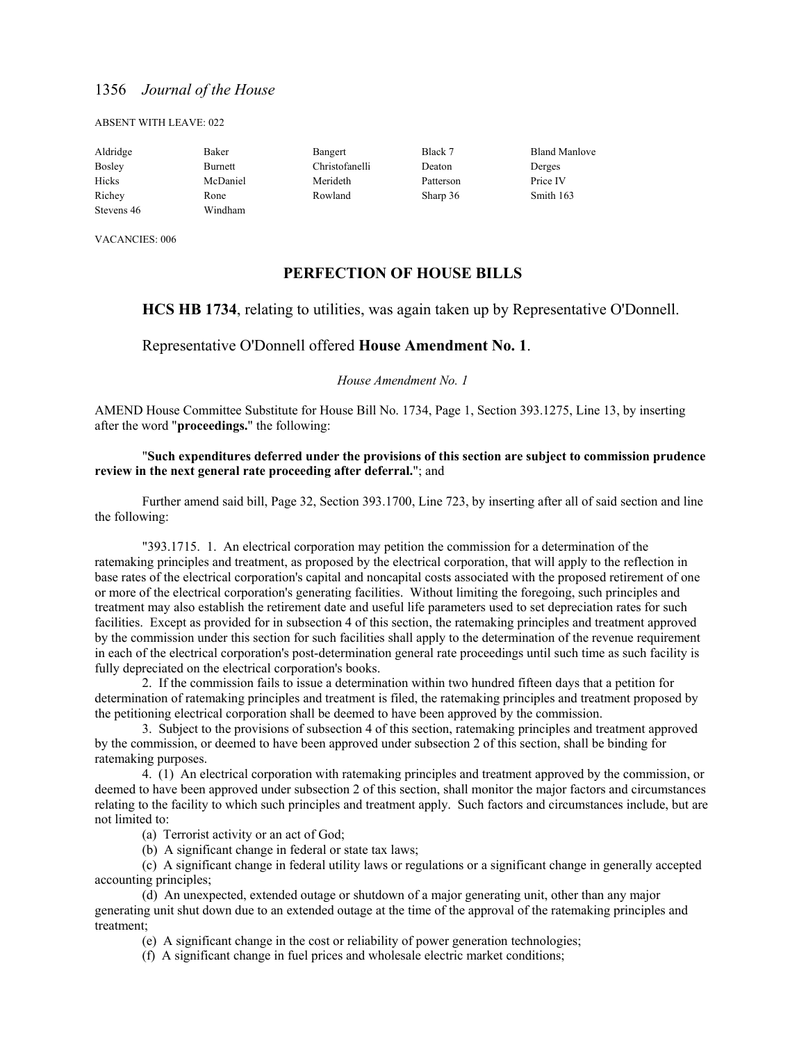ABSENT WITH LEAVE: 022

| | | | | |
|---|---|---|---|---|
| Aldridge | Baker | Bangert | Black 7 | Bland Manlove |
| Bosley | Burnett | Christofanelli | Deaton | Derges |
| Hicks | McDaniel | Merideth | Patterson | Price IV |
| Richey | Rone | Rowland | Sharp 36 | Smith 163 |
| Stevens 46 | Windham | | | |

VACANCIES: 006

## PERFECTION OF HOUSE BILLS

**HCS HB 1734**, relating to utilities, was again taken up by Representative O'Donnell.

Representative O'Donnell offered **House Amendment No. 1**.

*House Amendment No. 1*

AMEND House Committee Substitute for House Bill No. 1734, Page 1, Section 393.1275, Line 13, by inserting after the word "**proceedings.**" the following:

"**Such expenditures deferred under the provisions of this section are subject to commission prudence review in the next general rate proceeding after deferral.**"; and

Further amend said bill, Page 32, Section 393.1700, Line 723, by inserting after all of said section and line the following:

"393.1715. 1. An electrical corporation may petition the commission for a determination of the ratemaking principles and treatment, as proposed by the electrical corporation, that will apply to the reflection in base rates of the electrical corporation's capital and noncapital costs associated with the proposed retirement of one or more of the electrical corporation's generating facilities. Without limiting the foregoing, such principles and treatment may also establish the retirement date and useful life parameters used to set depreciation rates for such facilities. Except as provided for in subsection 4 of this section, the ratemaking principles and treatment approved by the commission under this section for such facilities shall apply to the determination of the revenue requirement in each of the electrical corporation's post-determination general rate proceedings until such time as such facility is fully depreciated on the electrical corporation's books.

2. If the commission fails to issue a determination within two hundred fifteen days that a petition for determination of ratemaking principles and treatment is filed, the ratemaking principles and treatment proposed by the petitioning electrical corporation shall be deemed to have been approved by the commission.

3. Subject to the provisions of subsection 4 of this section, ratemaking principles and treatment approved by the commission, or deemed to have been approved under subsection 2 of this section, shall be binding for ratemaking purposes.

4. (1) An electrical corporation with ratemaking principles and treatment approved by the commission, or deemed to have been approved under subsection 2 of this section, shall monitor the major factors and circumstances relating to the facility to which such principles and treatment apply. Such factors and circumstances include, but are not limited to:

(a) Terrorist activity or an act of God;

(b) A significant change in federal or state tax laws;

(c) A significant change in federal utility laws or regulations or a significant change in generally accepted accounting principles;

(d) An unexpected, extended outage or shutdown of a major generating unit, other than any major generating unit shut down due to an extended outage at the time of the approval of the ratemaking principles and treatment;

(e) A significant change in the cost or reliability of power generation technologies;

(f) A significant change in fuel prices and wholesale electric market conditions;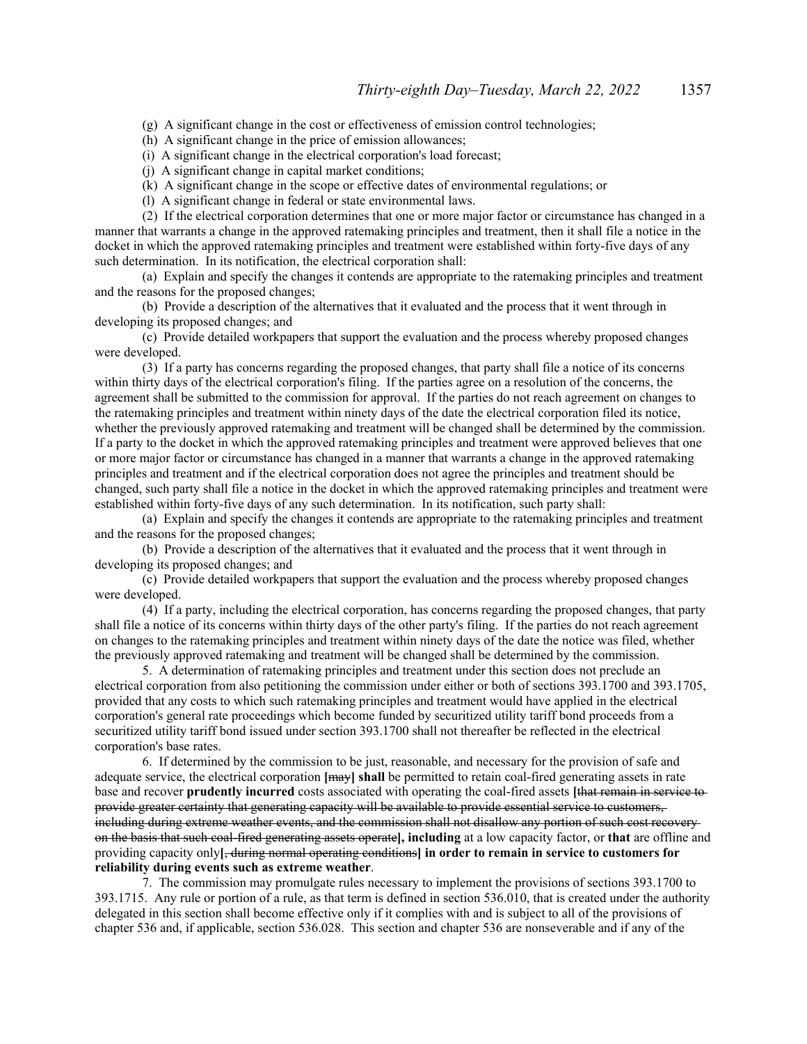(g) A significant change in the cost or effectiveness of emission control technologies;

(h) A significant change in the price of emission allowances;

(i) A significant change in the electrical corporation's load forecast;

(j) A significant change in capital market conditions;

(k) A significant change in the scope or effective dates of environmental regulations; or

(l) A significant change in federal or state environmental laws.

(2) If the electrical corporation determines that one or more major factor or circumstance has changed in a manner that warrants a change in the approved ratemaking principles and treatment, then it shall file a notice in the docket in which the approved ratemaking principles and treatment were established within forty-five days of any such determination. In its notification, the electrical corporation shall:

(a) Explain and specify the changes it contends are appropriate to the ratemaking principles and treatment and the reasons for the proposed changes;

(b) Provide a description of the alternatives that it evaluated and the process that it went through in developing its proposed changes; and

(c) Provide detailed workpapers that support the evaluation and the process whereby proposed changes were developed.

(3) If a party has concerns regarding the proposed changes, that party shall file a notice of its concerns within thirty days of the electrical corporation's filing. If the parties agree on a resolution of the concerns, the agreement shall be submitted to the commission for approval. If the parties do not reach agreement on changes to the ratemaking principles and treatment within ninety days of the date the electrical corporation filed its notice, whether the previously approved ratemaking and treatment will be changed shall be determined by the commission. If a party to the docket in which the approved ratemaking principles and treatment were approved believes that one or more major factor or circumstance has changed in a manner that warrants a change in the approved ratemaking principles and treatment and if the electrical corporation does not agree the principles and treatment should be changed, such party shall file a notice in the docket in which the approved ratemaking principles and treatment were established within forty-five days of any such determination. In its notification, such party shall:

(a) Explain and specify the changes it contends are appropriate to the ratemaking principles and treatment and the reasons for the proposed changes;

(b) Provide a description of the alternatives that it evaluated and the process that it went through in developing its proposed changes; and

(c) Provide detailed workpapers that support the evaluation and the process whereby proposed changes were developed.

(4) If a party, including the electrical corporation, has concerns regarding the proposed changes, that party shall file a notice of its concerns within thirty days of the other party's filing. If the parties do not reach agreement on changes to the ratemaking principles and treatment within ninety days of the date the notice was filed, whether the previously approved ratemaking and treatment will be changed shall be determined by the commission.

5. A determination of ratemaking principles and treatment under this section does not preclude an electrical corporation from also petitioning the commission under either or both of sections 393.1700 and 393.1705, provided that any costs to which such ratemaking principles and treatment would have applied in the electrical corporation's general rate proceedings which become funded by securitized utility tariff bond proceeds from a securitized utility tariff bond issued under section 393.1700 shall not thereafter be reflected in the electrical corporation's base rates.

6. If determined by the commission to be just, reasonable, and necessary for the provision of safe and adequate service, the electrical corporation **[**~~may~~**] shall** be permitted to retain coal-fired generating assets in rate base and recover **prudently incurred** costs associated with operating the coal-fired assets **[**~~that remain in service to provide greater certainty that generating capacity will be available to provide essential service to customers, including during extreme weather events, and the commission shall not disallow any portion of such cost recovery on the basis that such coal-fired generating assets operate~~**], including** at a low capacity factor, or **that** are offline and providing capacity only**[**~~, during normal operating conditions~~**] in order to remain in service to customers for reliability during events such as extreme weather**.

7. The commission may promulgate rules necessary to implement the provisions of sections 393.1700 to 393.1715. Any rule or portion of a rule, as that term is defined in section 536.010, that is created under the authority delegated in this section shall become effective only if it complies with and is subject to all of the provisions of chapter 536 and, if applicable, section 536.028. This section and chapter 536 are nonseverable and if any of the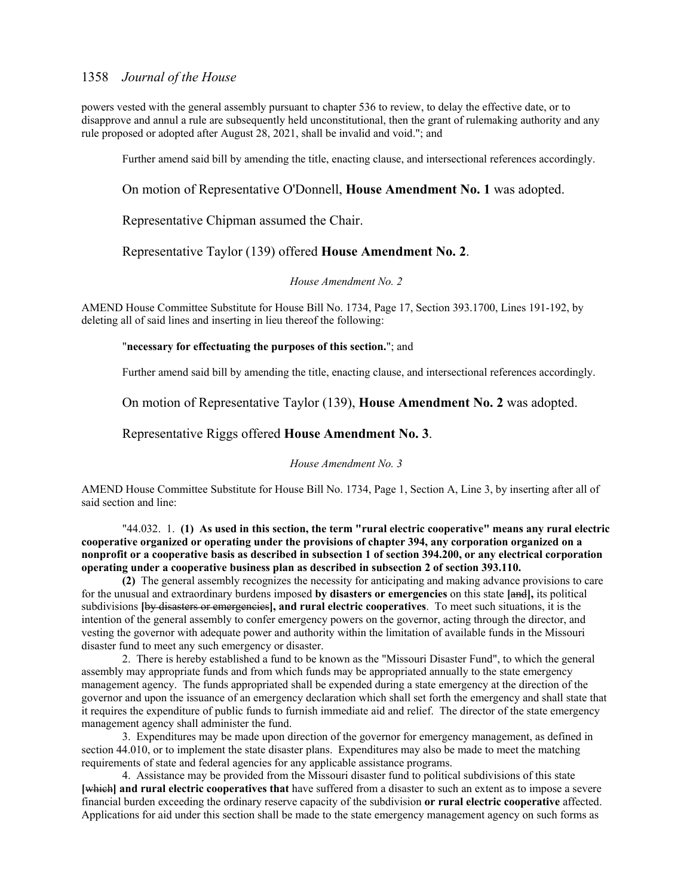powers vested with the general assembly pursuant to chapter 536 to review, to delay the effective date, or to disapprove and annul a rule are subsequently held unconstitutional, then the grant of rulemaking authority and any rule proposed or adopted after August 28, 2021, shall be invalid and void."; and

Further amend said bill by amending the title, enacting clause, and intersectional references accordingly.

On motion of Representative O'Donnell, **House Amendment No. 1** was adopted.

Representative Chipman assumed the Chair.

Representative Taylor (139) offered **House Amendment No. 2**.

*House Amendment No. 2*

AMEND House Committee Substitute for House Bill No. 1734, Page 17, Section 393.1700, Lines 191-192, by deleting all of said lines and inserting in lieu thereof the following:

"**necessary for effectuating the purposes of this section.**"; and

Further amend said bill by amending the title, enacting clause, and intersectional references accordingly.

On motion of Representative Taylor (139), **House Amendment No. 2** was adopted.

Representative Riggs offered **House Amendment No. 3**.

*House Amendment No. 3*

AMEND House Committee Substitute for House Bill No. 1734, Page 1, Section A, Line 3, by inserting after all of said section and line:

"44.032. 1. **(1) As used in this section, the term "rural electric cooperative" means any rural electric cooperative organized or operating under the provisions of chapter 394, any corporation organized on a nonprofit or a cooperative basis as described in subsection 1 of section 394.200, or any electrical corporation operating under a cooperative business plan as described in subsection 2 of section 393.110.**

**(2)** The general assembly recognizes the necessity for anticipating and making advance provisions to care for the unusual and extraordinary burdens imposed **by disasters or emergencies** on this state **[**~~and~~**],** its political subdivisions **[**~~by disasters or emergencies~~**], and rural electric cooperatives**. To meet such situations, it is the intention of the general assembly to confer emergency powers on the governor, acting through the director, and vesting the governor with adequate power and authority within the limitation of available funds in the Missouri disaster fund to meet any such emergency or disaster.

2. There is hereby established a fund to be known as the "Missouri Disaster Fund", to which the general assembly may appropriate funds and from which funds may be appropriated annually to the state emergency management agency. The funds appropriated shall be expended during a state emergency at the direction of the governor and upon the issuance of an emergency declaration which shall set forth the emergency and shall state that it requires the expenditure of public funds to furnish immediate aid and relief. The director of the state emergency management agency shall administer the fund.

3. Expenditures may be made upon direction of the governor for emergency management, as defined in section 44.010, or to implement the state disaster plans. Expenditures may also be made to meet the matching requirements of state and federal agencies for any applicable assistance programs.

4. Assistance may be provided from the Missouri disaster fund to political subdivisions of this state **[**~~which~~**] and rural electric cooperatives that** have suffered from a disaster to such an extent as to impose a severe financial burden exceeding the ordinary reserve capacity of the subdivision **or rural electric cooperative** affected. Applications for aid under this section shall be made to the state emergency management agency on such forms as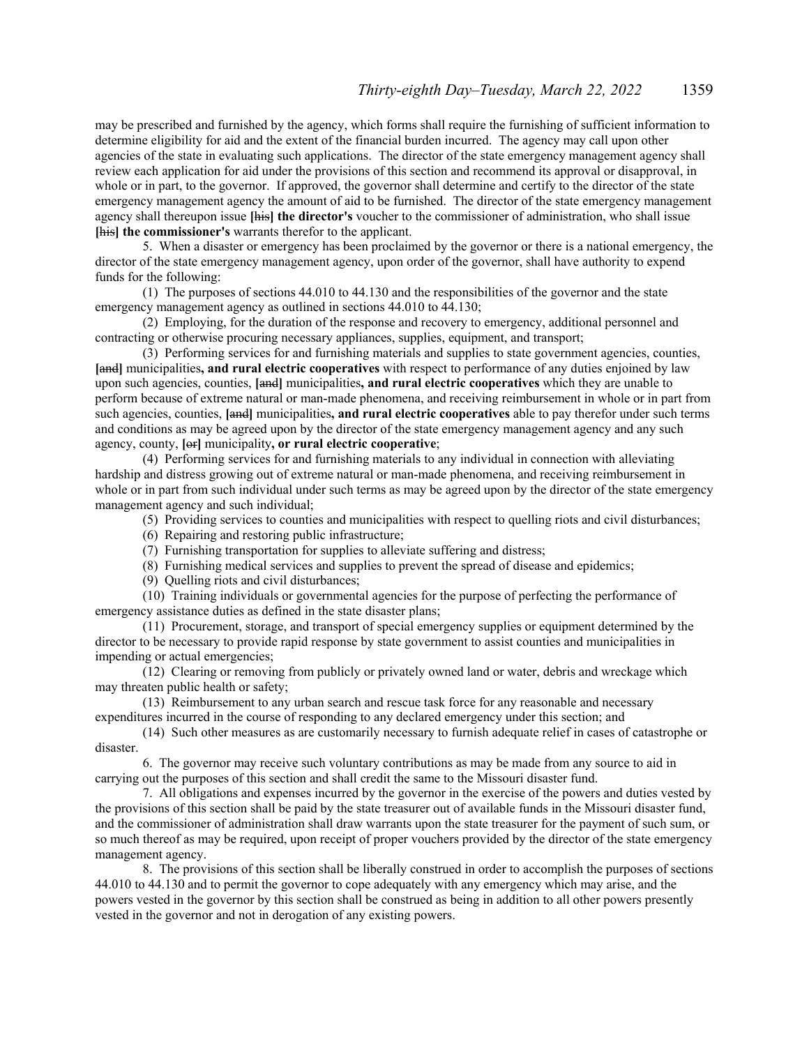may be prescribed and furnished by the agency, which forms shall require the furnishing of sufficient information to determine eligibility for aid and the extent of the financial burden incurred. The agency may call upon other agencies of the state in evaluating such applications. The director of the state emergency management agency shall review each application for aid under the provisions of this section and recommend its approval or disapproval, in whole or in part, to the governor. If approved, the governor shall determine and certify to the director of the state emergency management agency the amount of aid to be furnished. The director of the state emergency management agency shall thereupon issue **[~~his~~] the director's** voucher to the commissioner of administration, who shall issue **[~~his~~] the commissioner's** warrants therefor to the applicant.

5. When a disaster or emergency has been proclaimed by the governor or there is a national emergency, the director of the state emergency management agency, upon order of the governor, shall have authority to expend funds for the following:

(1) The purposes of sections 44.010 to 44.130 and the responsibilities of the governor and the state emergency management agency as outlined in sections 44.010 to 44.130;

(2) Employing, for the duration of the response and recovery to emergency, additional personnel and contracting or otherwise procuring necessary appliances, supplies, equipment, and transport;

(3) Performing services for and furnishing materials and supplies to state government agencies, counties, **[~~and~~]** municipalities**, and rural electric cooperatives** with respect to performance of any duties enjoined by law upon such agencies, counties, **[~~and~~]** municipalities**, and rural electric cooperatives** which they are unable to perform because of extreme natural or man-made phenomena, and receiving reimbursement in whole or in part from such agencies, counties, **[~~and~~]** municipalities**, and rural electric cooperatives** able to pay therefor under such terms and conditions as may be agreed upon by the director of the state emergency management agency and any such agency, county, **[~~or~~]** municipality**, or rural electric cooperative**;

(4) Performing services for and furnishing materials to any individual in connection with alleviating hardship and distress growing out of extreme natural or man-made phenomena, and receiving reimbursement in whole or in part from such individual under such terms as may be agreed upon by the director of the state emergency management agency and such individual;

(5) Providing services to counties and municipalities with respect to quelling riots and civil disturbances;

(6) Repairing and restoring public infrastructure;

(7) Furnishing transportation for supplies to alleviate suffering and distress;

(8) Furnishing medical services and supplies to prevent the spread of disease and epidemics;

(9) Quelling riots and civil disturbances;

(10) Training individuals or governmental agencies for the purpose of perfecting the performance of emergency assistance duties as defined in the state disaster plans;

(11) Procurement, storage, and transport of special emergency supplies or equipment determined by the director to be necessary to provide rapid response by state government to assist counties and municipalities in impending or actual emergencies;

(12) Clearing or removing from publicly or privately owned land or water, debris and wreckage which may threaten public health or safety;

(13) Reimbursement to any urban search and rescue task force for any reasonable and necessary expenditures incurred in the course of responding to any declared emergency under this section; and

(14) Such other measures as are customarily necessary to furnish adequate relief in cases of catastrophe or disaster.

6. The governor may receive such voluntary contributions as may be made from any source to aid in carrying out the purposes of this section and shall credit the same to the Missouri disaster fund.

7. All obligations and expenses incurred by the governor in the exercise of the powers and duties vested by the provisions of this section shall be paid by the state treasurer out of available funds in the Missouri disaster fund, and the commissioner of administration shall draw warrants upon the state treasurer for the payment of such sum, or so much thereof as may be required, upon receipt of proper vouchers provided by the director of the state emergency management agency.

8. The provisions of this section shall be liberally construed in order to accomplish the purposes of sections 44.010 to 44.130 and to permit the governor to cope adequately with any emergency which may arise, and the powers vested in the governor by this section shall be construed as being in addition to all other powers presently vested in the governor and not in derogation of any existing powers.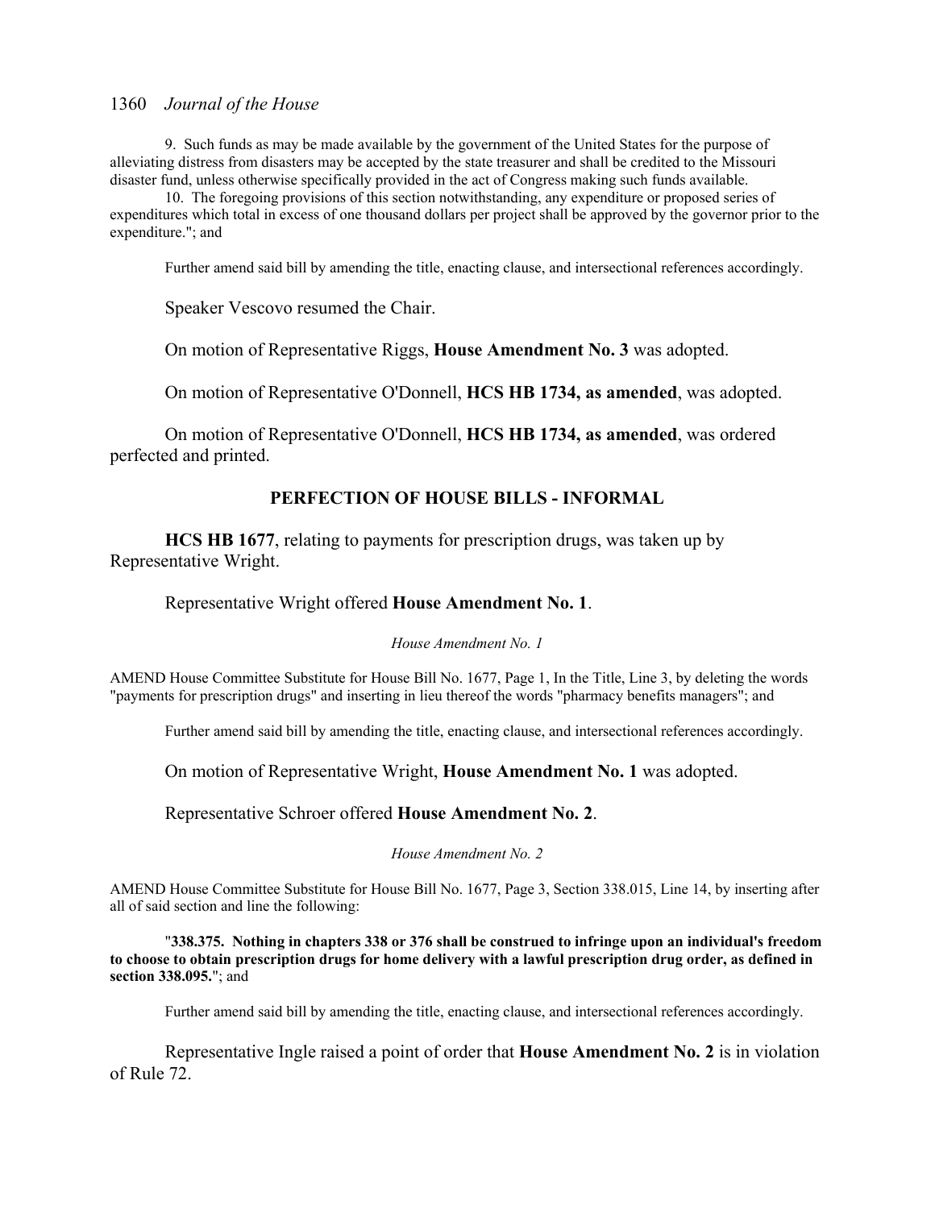9. Such funds as may be made available by the government of the United States for the purpose of alleviating distress from disasters may be accepted by the state treasurer and shall be credited to the Missouri disaster fund, unless otherwise specifically provided in the act of Congress making such funds available.

10. The foregoing provisions of this section notwithstanding, any expenditure or proposed series of expenditures which total in excess of one thousand dollars per project shall be approved by the governor prior to the expenditure."; and

Further amend said bill by amending the title, enacting clause, and intersectional references accordingly.

Speaker Vescovo resumed the Chair.

On motion of Representative Riggs, **House Amendment No. 3** was adopted.

On motion of Representative O'Donnell, **HCS HB 1734, as amended**, was adopted.

On motion of Representative O'Donnell, **HCS HB 1734, as amended**, was ordered perfected and printed.

## PERFECTION OF HOUSE BILLS - INFORMAL

**HCS HB 1677**, relating to payments for prescription drugs, was taken up by Representative Wright.

Representative Wright offered **House Amendment No. 1**.

*House Amendment No. 1*

AMEND House Committee Substitute for House Bill No. 1677, Page 1, In the Title, Line 3, by deleting the words "payments for prescription drugs" and inserting in lieu thereof the words "pharmacy benefits managers"; and

Further amend said bill by amending the title, enacting clause, and intersectional references accordingly.

On motion of Representative Wright, **House Amendment No. 1** was adopted.

Representative Schroer offered **House Amendment No. 2**.

*House Amendment No. 2*

AMEND House Committee Substitute for House Bill No. 1677, Page 3, Section 338.015, Line 14, by inserting after all of said section and line the following:

"**338.375. Nothing in chapters 338 or 376 shall be construed to infringe upon an individual's freedom to choose to obtain prescription drugs for home delivery with a lawful prescription drug order, as defined in section 338.095.**"; and

Further amend said bill by amending the title, enacting clause, and intersectional references accordingly.

Representative Ingle raised a point of order that **House Amendment No. 2** is in violation of Rule 72.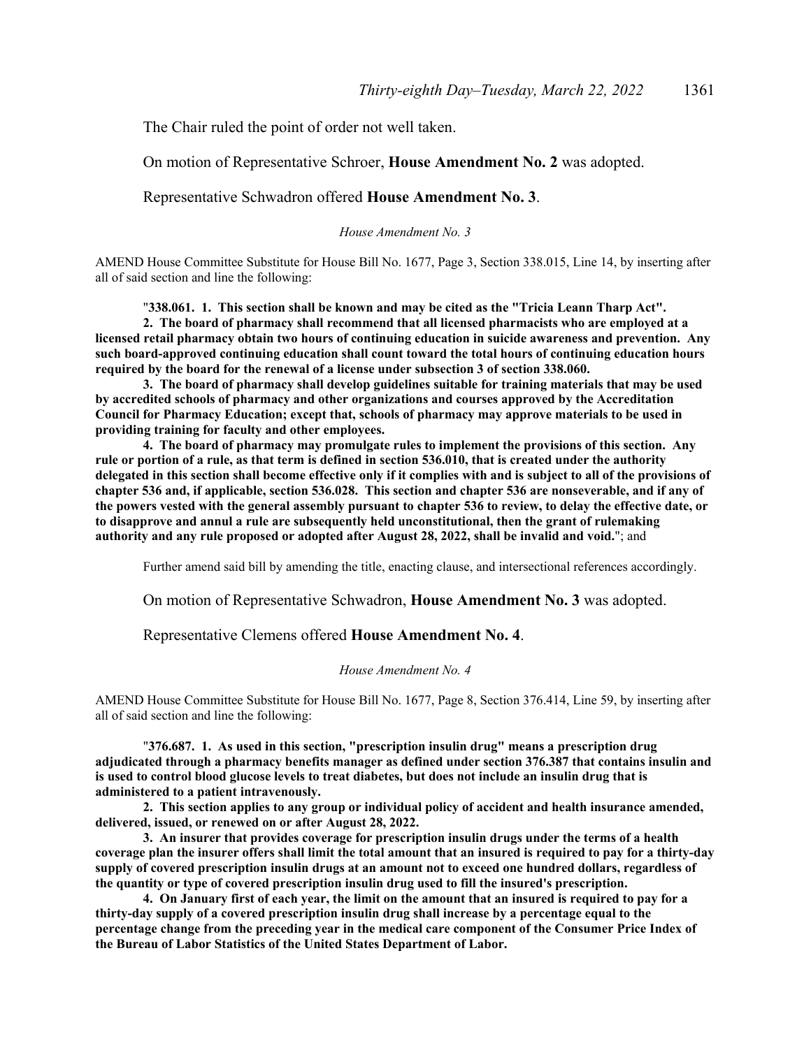The Chair ruled the point of order not well taken.

On motion of Representative Schroer, **House Amendment No. 2** was adopted.

Representative Schwadron offered **House Amendment No. 3**.

*House Amendment No. 3*

AMEND House Committee Substitute for House Bill No. 1677, Page 3, Section 338.015, Line 14, by inserting after all of said section and line the following:

"**338.061. 1. This section shall be known and may be cited as the "Tricia Leann Tharp Act".**

**2. The board of pharmacy shall recommend that all licensed pharmacists who are employed at a licensed retail pharmacy obtain two hours of continuing education in suicide awareness and prevention. Any such board-approved continuing education shall count toward the total hours of continuing education hours required by the board for the renewal of a license under subsection 3 of section 338.060.**

**3. The board of pharmacy shall develop guidelines suitable for training materials that may be used by accredited schools of pharmacy and other organizations and courses approved by the Accreditation Council for Pharmacy Education; except that, schools of pharmacy may approve materials to be used in providing training for faculty and other employees.**

**4. The board of pharmacy may promulgate rules to implement the provisions of this section. Any rule or portion of a rule, as that term is defined in section 536.010, that is created under the authority delegated in this section shall become effective only if it complies with and is subject to all of the provisions of chapter 536 and, if applicable, section 536.028. This section and chapter 536 are nonseverable, and if any of the powers vested with the general assembly pursuant to chapter 536 to review, to delay the effective date, or to disapprove and annul a rule are subsequently held unconstitutional, then the grant of rulemaking authority and any rule proposed or adopted after August 28, 2022, shall be invalid and void.**"; and

Further amend said bill by amending the title, enacting clause, and intersectional references accordingly.

On motion of Representative Schwadron, **House Amendment No. 3** was adopted.

Representative Clemens offered **House Amendment No. 4**.

*House Amendment No. 4*

AMEND House Committee Substitute for House Bill No. 1677, Page 8, Section 376.414, Line 59, by inserting after all of said section and line the following:

"**376.687. 1. As used in this section, "prescription insulin drug" means a prescription drug adjudicated through a pharmacy benefits manager as defined under section 376.387 that contains insulin and is used to control blood glucose levels to treat diabetes, but does not include an insulin drug that is administered to a patient intravenously.**

**2. This section applies to any group or individual policy of accident and health insurance amended, delivered, issued, or renewed on or after August 28, 2022.**

**3. An insurer that provides coverage for prescription insulin drugs under the terms of a health coverage plan the insurer offers shall limit the total amount that an insured is required to pay for a thirty-day supply of covered prescription insulin drugs at an amount not to exceed one hundred dollars, regardless of the quantity or type of covered prescription insulin drug used to fill the insured's prescription.**

**4. On January first of each year, the limit on the amount that an insured is required to pay for a thirty-day supply of a covered prescription insulin drug shall increase by a percentage equal to the percentage change from the preceding year in the medical care component of the Consumer Price Index of the Bureau of Labor Statistics of the United States Department of Labor.**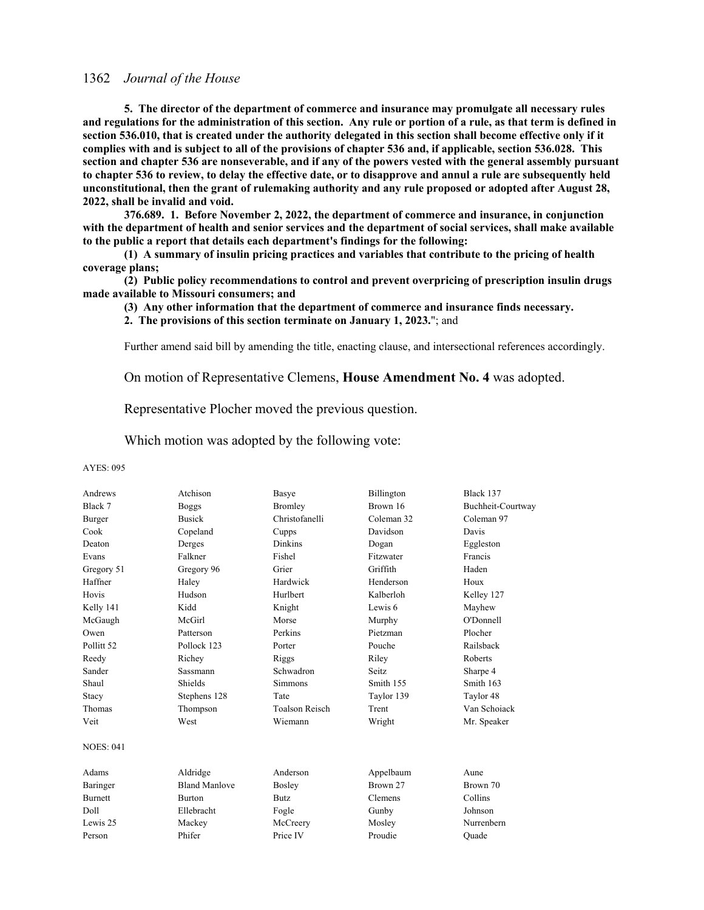**5. The director of the department of commerce and insurance may promulgate all necessary rules and regulations for the administration of this section. Any rule or portion of a rule, as that term is defined in section 536.010, that is created under the authority delegated in this section shall become effective only if it complies with and is subject to all of the provisions of chapter 536 and, if applicable, section 536.028. This section and chapter 536 are nonseverable, and if any of the powers vested with the general assembly pursuant to chapter 536 to review, to delay the effective date, or to disapprove and annul a rule are subsequently held unconstitutional, then the grant of rulemaking authority and any rule proposed or adopted after August 28, 2022, shall be invalid and void.**

**376.689. 1. Before November 2, 2022, the department of commerce and insurance, in conjunction with the department of health and senior services and the department of social services, shall make available to the public a report that details each department's findings for the following:**

**(1) A summary of insulin pricing practices and variables that contribute to the pricing of health coverage plans;**

**(2) Public policy recommendations to control and prevent overpricing of prescription insulin drugs made available to Missouri consumers; and**

**(3) Any other information that the department of commerce and insurance finds necessary.**

**2. The provisions of this section terminate on January 1, 2023.**"; and

Further amend said bill by amending the title, enacting clause, and intersectional references accordingly.

On motion of Representative Clemens, **House Amendment No. 4** was adopted.

Representative Plocher moved the previous question.

Which motion was adopted by the following vote:

AYES: 095

| | | | | |
|---|---|---|---|---|
| Andrews | Atchison | Basye | Billington | Black 137 |
| Black 7 | Boggs | Bromley | Brown 16 | Buchheit-Courtway |
| Burger | Busick | Christofanelli | Coleman 32 | Coleman 97 |
| Cook | Copeland | Cupps | Davidson | Davis |
| Deaton | Derges | Dinkins | Dogan | Eggleston |
| Evans | Falkner | Fishel | Fitzwater | Francis |
| Gregory 51 | Gregory 96 | Grier | Griffith | Haden |
| Haffner | Haley | Hardwick | Henderson | Houx |
| Hovis | Hudson | Hurlbert | Kalberloh | Kelley 127 |
| Kelly 141 | Kidd | Knight | Lewis 6 | Mayhew |
| McGaugh | McGirl | Morse | Murphy | O'Donnell |
| Owen | Patterson | Perkins | Pietzman | Plocher |
| Pollitt 52 | Pollock 123 | Porter | Pouche | Railsback |
| Reedy | Richey | Riggs | Riley | Roberts |
| Sander | Sassmann | Schwadron | Seitz | Sharpe 4 |
| Shaul | Shields | Simmons | Smith 155 | Smith 163 |
| Stacy | Stephens 128 | Tate | Taylor 139 | Taylor 48 |
| Thomas | Thompson | Toalson Reisch | Trent | Van Schoiack |
| Veit | West | Wiemann | Wright | Mr. Speaker |

NOES: 041

| | | | | |
|---|---|---|---|---|
| Adams | Aldridge | Anderson | Appelbaum | Aune |
| Baringer | Bland Manlove | Bosley | Brown 27 | Brown 70 |
| Burnett | Burton | Butz | Clemens | Collins |
| Doll | Ellebracht | Fogle | Gunby | Johnson |
| Lewis 25 | Mackey | McCreery | Mosley | Nurrenbern |
| Person | Phifer | Price IV | Proudie | Quade |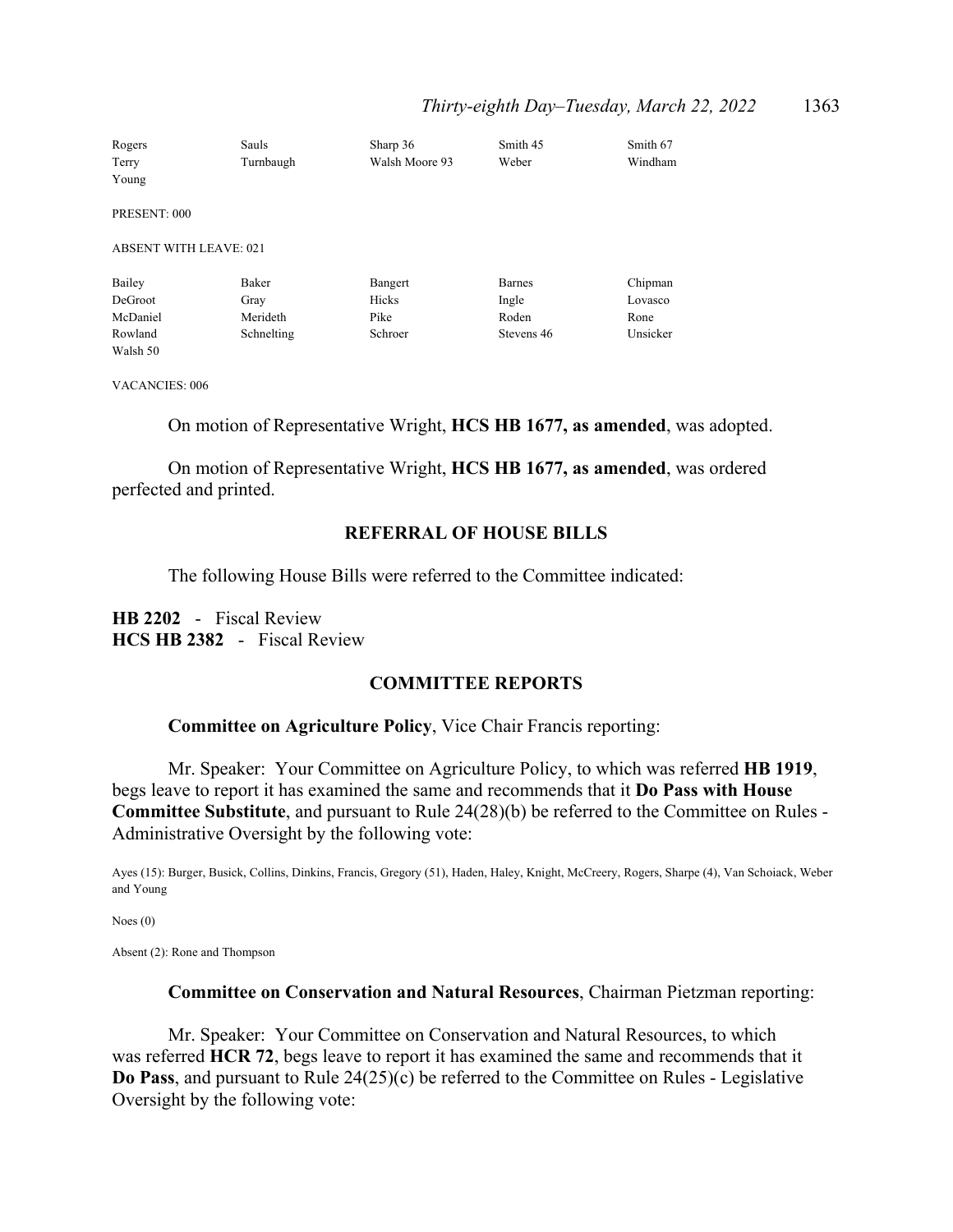| | | | | |
|---|---|---|---|---|
| Rogers | Sauls | Sharp 36 | Smith 45 | Smith 67 |
| Terry | Turnbaugh | Walsh Moore 93 | Weber | Windham |
| Young | | | | |

PRESENT: 000

ABSENT WITH LEAVE: 021

| | | | | |
|---|---|---|---|---|
| Bailey | Baker | Bangert | Barnes | Chipman |
| DeGroot | Gray | Hicks | Ingle | Lovasco |
| McDaniel | Merideth | Pike | Roden | Rone |
| Rowland | Schnelting | Schroer | Stevens 46 | Unsicker |
| Walsh 50 | | | | |

VACANCIES: 006

On motion of Representative Wright, **HCS HB 1677, as amended**, was adopted.

On motion of Representative Wright, **HCS HB 1677, as amended**, was ordered perfected and printed.

## REFERRAL OF HOUSE BILLS

The following House Bills were referred to the Committee indicated:

**HB 2202** - Fiscal Review
**HCS HB 2382** - Fiscal Review

## COMMITTEE REPORTS

**Committee on Agriculture Policy**, Vice Chair Francis reporting:

Mr. Speaker: Your Committee on Agriculture Policy, to which was referred **HB 1919**, begs leave to report it has examined the same and recommends that it **Do Pass with House Committee Substitute**, and pursuant to Rule 24(28)(b) be referred to the Committee on Rules - Administrative Oversight by the following vote:

Ayes (15): Burger, Busick, Collins, Dinkins, Francis, Gregory (51), Haden, Haley, Knight, McCreery, Rogers, Sharpe (4), Van Schoiack, Weber and Young

Noes (0)

Absent (2): Rone and Thompson

**Committee on Conservation and Natural Resources**, Chairman Pietzman reporting:

Mr. Speaker: Your Committee on Conservation and Natural Resources, to which was referred **HCR 72**, begs leave to report it has examined the same and recommends that it **Do Pass**, and pursuant to Rule 24(25)(c) be referred to the Committee on Rules - Legislative Oversight by the following vote: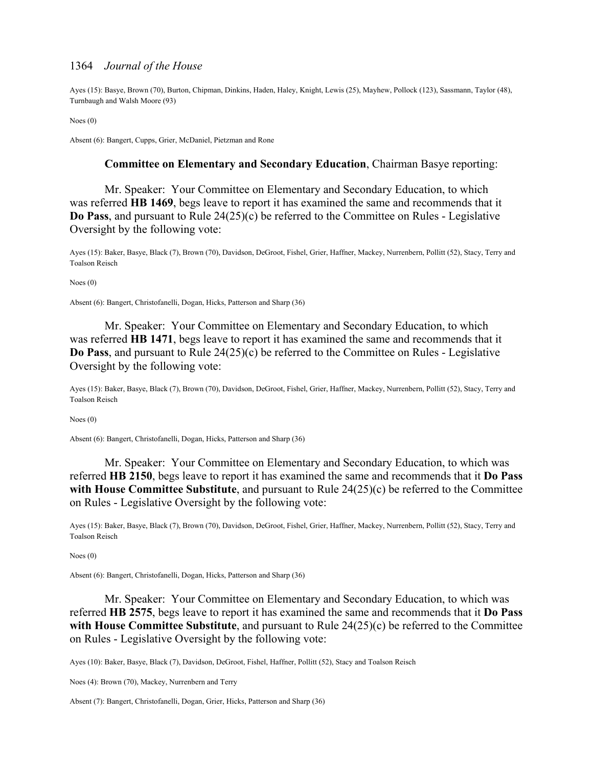Ayes (15): Basye, Brown (70), Burton, Chipman, Dinkins, Haden, Haley, Knight, Lewis (25), Mayhew, Pollock (123), Sassmann, Taylor (48), Turnbaugh and Walsh Moore (93)

Noes (0)

Absent (6): Bangert, Cupps, Grier, McDaniel, Pietzman and Rone

**Committee on Elementary and Secondary Education**, Chairman Basye reporting:

Mr. Speaker: Your Committee on Elementary and Secondary Education, to which was referred **HB 1469**, begs leave to report it has examined the same and recommends that it **Do Pass**, and pursuant to Rule 24(25)(c) be referred to the Committee on Rules - Legislative Oversight by the following vote:

Ayes (15): Baker, Basye, Black (7), Brown (70), Davidson, DeGroot, Fishel, Grier, Haffner, Mackey, Nurrenbern, Pollitt (52), Stacy, Terry and Toalson Reisch

Noes (0)

Absent (6): Bangert, Christofanelli, Dogan, Hicks, Patterson and Sharp (36)

Mr. Speaker: Your Committee on Elementary and Secondary Education, to which was referred **HB 1471**, begs leave to report it has examined the same and recommends that it **Do Pass**, and pursuant to Rule 24(25)(c) be referred to the Committee on Rules - Legislative Oversight by the following vote:

Ayes (15): Baker, Basye, Black (7), Brown (70), Davidson, DeGroot, Fishel, Grier, Haffner, Mackey, Nurrenbern, Pollitt (52), Stacy, Terry and Toalson Reisch

Noes (0)

Absent (6): Bangert, Christofanelli, Dogan, Hicks, Patterson and Sharp (36)

Mr. Speaker: Your Committee on Elementary and Secondary Education, to which was referred **HB 2150**, begs leave to report it has examined the same and recommends that it **Do Pass with House Committee Substitute**, and pursuant to Rule 24(25)(c) be referred to the Committee on Rules - Legislative Oversight by the following vote:

Ayes (15): Baker, Basye, Black (7), Brown (70), Davidson, DeGroot, Fishel, Grier, Haffner, Mackey, Nurrenbern, Pollitt (52), Stacy, Terry and Toalson Reisch

Noes (0)

Absent (6): Bangert, Christofanelli, Dogan, Hicks, Patterson and Sharp (36)

Mr. Speaker: Your Committee on Elementary and Secondary Education, to which was referred **HB 2575**, begs leave to report it has examined the same and recommends that it **Do Pass with House Committee Substitute**, and pursuant to Rule 24(25)(c) be referred to the Committee on Rules - Legislative Oversight by the following vote:

Ayes (10): Baker, Basye, Black (7), Davidson, DeGroot, Fishel, Haffner, Pollitt (52), Stacy and Toalson Reisch

Noes (4): Brown (70), Mackey, Nurrenbern and Terry

Absent (7): Bangert, Christofanelli, Dogan, Grier, Hicks, Patterson and Sharp (36)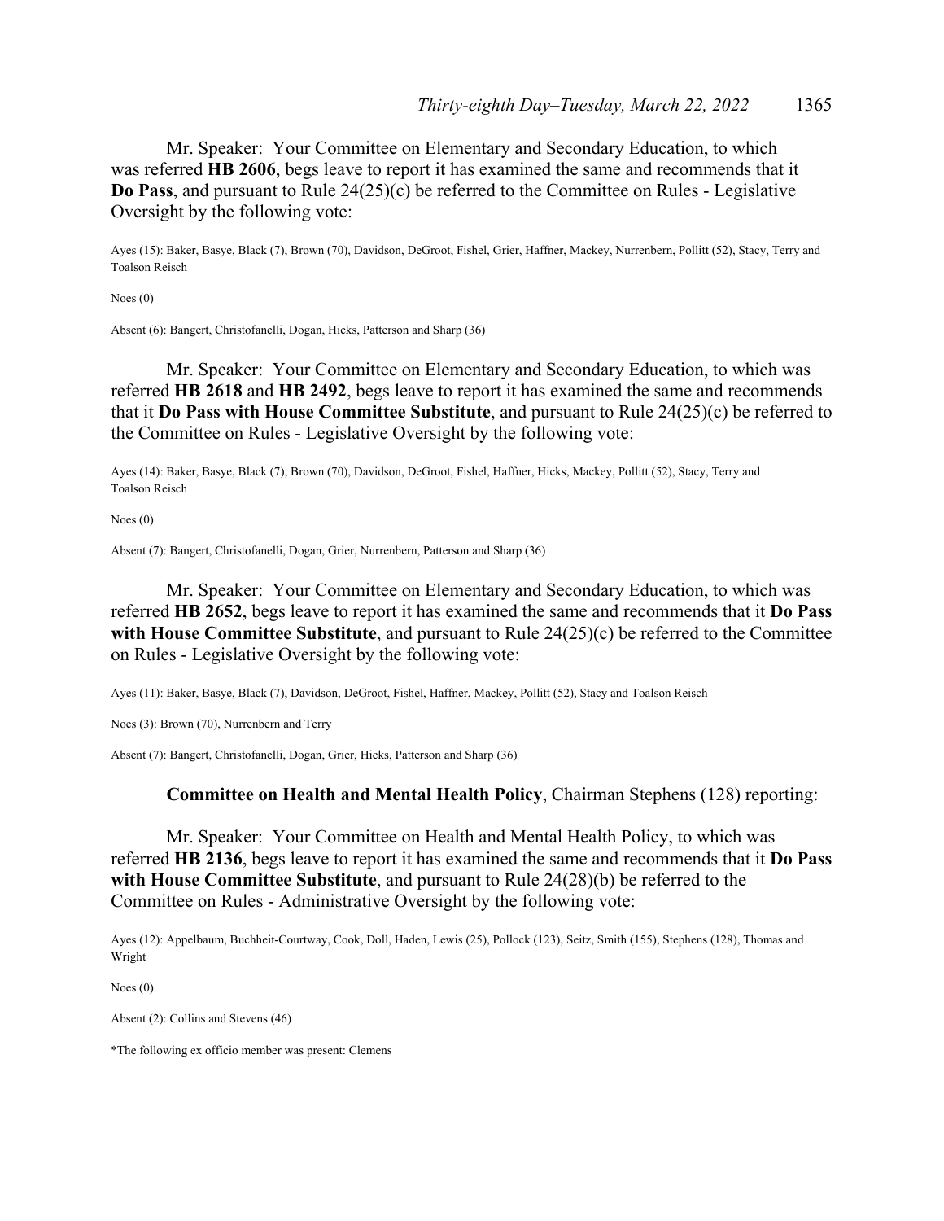Mr. Speaker: Your Committee on Elementary and Secondary Education, to which was referred **HB 2606**, begs leave to report it has examined the same and recommends that it **Do Pass**, and pursuant to Rule 24(25)(c) be referred to the Committee on Rules - Legislative Oversight by the following vote:

Ayes (15): Baker, Basye, Black (7), Brown (70), Davidson, DeGroot, Fishel, Grier, Haffner, Mackey, Nurrenbern, Pollitt (52), Stacy, Terry and Toalson Reisch

Noes (0)

Absent (6): Bangert, Christofanelli, Dogan, Hicks, Patterson and Sharp (36)

Mr. Speaker: Your Committee on Elementary and Secondary Education, to which was referred **HB 2618** and **HB 2492**, begs leave to report it has examined the same and recommends that it **Do Pass with House Committee Substitute**, and pursuant to Rule 24(25)(c) be referred to the Committee on Rules - Legislative Oversight by the following vote:

Ayes (14): Baker, Basye, Black (7), Brown (70), Davidson, DeGroot, Fishel, Haffner, Hicks, Mackey, Pollitt (52), Stacy, Terry and Toalson Reisch

Noes (0)

Absent (7): Bangert, Christofanelli, Dogan, Grier, Nurrenbern, Patterson and Sharp (36)

Mr. Speaker: Your Committee on Elementary and Secondary Education, to which was referred **HB 2652**, begs leave to report it has examined the same and recommends that it **Do Pass with House Committee Substitute**, and pursuant to Rule 24(25)(c) be referred to the Committee on Rules - Legislative Oversight by the following vote:

Ayes (11): Baker, Basye, Black (7), Davidson, DeGroot, Fishel, Haffner, Mackey, Pollitt (52), Stacy and Toalson Reisch

Noes (3): Brown (70), Nurrenbern and Terry

Absent (7): Bangert, Christofanelli, Dogan, Grier, Hicks, Patterson and Sharp (36)

**Committee on Health and Mental Health Policy**, Chairman Stephens (128) reporting:

Mr. Speaker: Your Committee on Health and Mental Health Policy, to which was referred **HB 2136**, begs leave to report it has examined the same and recommends that it **Do Pass with House Committee Substitute**, and pursuant to Rule 24(28)(b) be referred to the Committee on Rules - Administrative Oversight by the following vote:

Ayes (12): Appelbaum, Buchheit-Courtway, Cook, Doll, Haden, Lewis (25), Pollock (123), Seitz, Smith (155), Stephens (128), Thomas and Wright

Noes (0)

Absent (2): Collins and Stevens (46)

*The following ex officio member was present: Clemens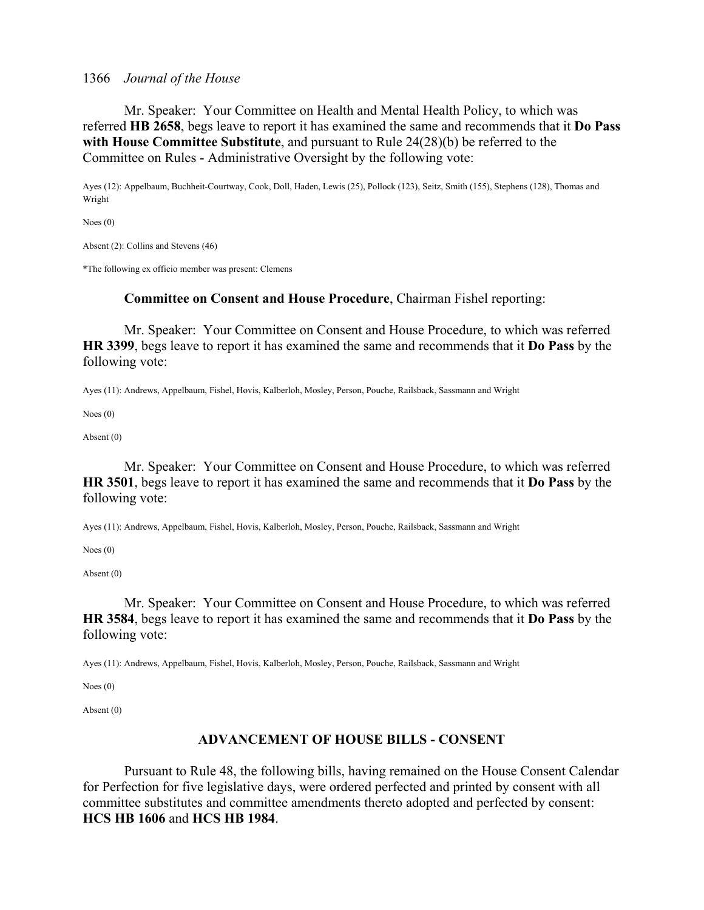Mr. Speaker: Your Committee on Health and Mental Health Policy, to which was referred **HB 2658**, begs leave to report it has examined the same and recommends that it **Do Pass with House Committee Substitute**, and pursuant to Rule 24(28)(b) be referred to the Committee on Rules - Administrative Oversight by the following vote:

Ayes (12): Appelbaum, Buchheit-Courtway, Cook, Doll, Haden, Lewis (25), Pollock (123), Seitz, Smith (155), Stephens (128), Thomas and Wright

Noes (0)

Absent (2): Collins and Stevens (46)

*The following ex officio member was present: Clemens

**Committee on Consent and House Procedure**, Chairman Fishel reporting:

Mr. Speaker: Your Committee on Consent and House Procedure, to which was referred **HR 3399**, begs leave to report it has examined the same and recommends that it **Do Pass** by the following vote:

Ayes (11): Andrews, Appelbaum, Fishel, Hovis, Kalberloh, Mosley, Person, Pouche, Railsback, Sassmann and Wright

Noes (0)

Absent (0)

Mr. Speaker: Your Committee on Consent and House Procedure, to which was referred **HR 3501**, begs leave to report it has examined the same and recommends that it **Do Pass** by the following vote:

Ayes (11): Andrews, Appelbaum, Fishel, Hovis, Kalberloh, Mosley, Person, Pouche, Railsback, Sassmann and Wright

Noes (0)

Absent (0)

Mr. Speaker: Your Committee on Consent and House Procedure, to which was referred **HR 3584**, begs leave to report it has examined the same and recommends that it **Do Pass** by the following vote:

Ayes (11): Andrews, Appelbaum, Fishel, Hovis, Kalberloh, Mosley, Person, Pouche, Railsback, Sassmann and Wright

Noes (0)

Absent (0)

## ADVANCEMENT OF HOUSE BILLS - CONSENT

Pursuant to Rule 48, the following bills, having remained on the House Consent Calendar for Perfection for five legislative days, were ordered perfected and printed by consent with all committee substitutes and committee amendments thereto adopted and perfected by consent: **HCS HB 1606** and **HCS HB 1984**.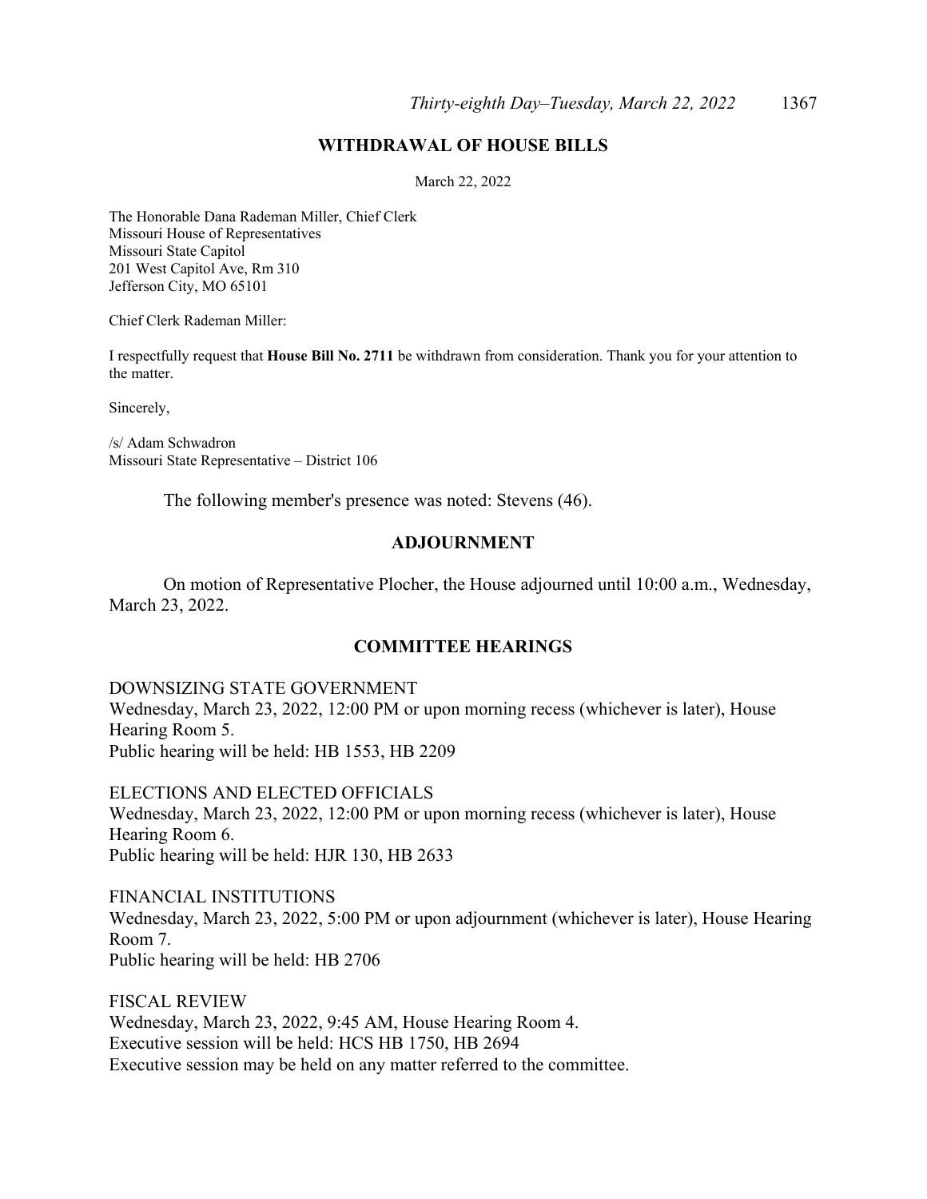## WITHDRAWAL OF HOUSE BILLS

March 22, 2022

The Honorable Dana Rademan Miller, Chief Clerk
Missouri House of Representatives
Missouri State Capitol
201 West Capitol Ave, Rm 310
Jefferson City, MO 65101

Chief Clerk Rademan Miller:

I respectfully request that **House Bill No. 2711** be withdrawn from consideration. Thank you for your attention to the matter.

Sincerely,

/s/ Adam Schwadron
Missouri State Representative – District 106

The following member's presence was noted: Stevens (46).

## ADJOURNMENT

On motion of Representative Plocher, the House adjourned until 10:00 a.m., Wednesday, March 23, 2022.

## COMMITTEE HEARINGS

DOWNSIZING STATE GOVERNMENT
Wednesday, March 23, 2022, 12:00 PM or upon morning recess (whichever is later), House Hearing Room 5.
Public hearing will be held: HB 1553, HB 2209

ELECTIONS AND ELECTED OFFICIALS
Wednesday, March 23, 2022, 12:00 PM or upon morning recess (whichever is later), House Hearing Room 6.
Public hearing will be held: HJR 130, HB 2633

FINANCIAL INSTITUTIONS
Wednesday, March 23, 2022, 5:00 PM or upon adjournment (whichever is later), House Hearing Room 7.
Public hearing will be held: HB 2706

FISCAL REVIEW
Wednesday, March 23, 2022, 9:45 AM, House Hearing Room 4.
Executive session will be held: HCS HB 1750, HB 2694
Executive session may be held on any matter referred to the committee.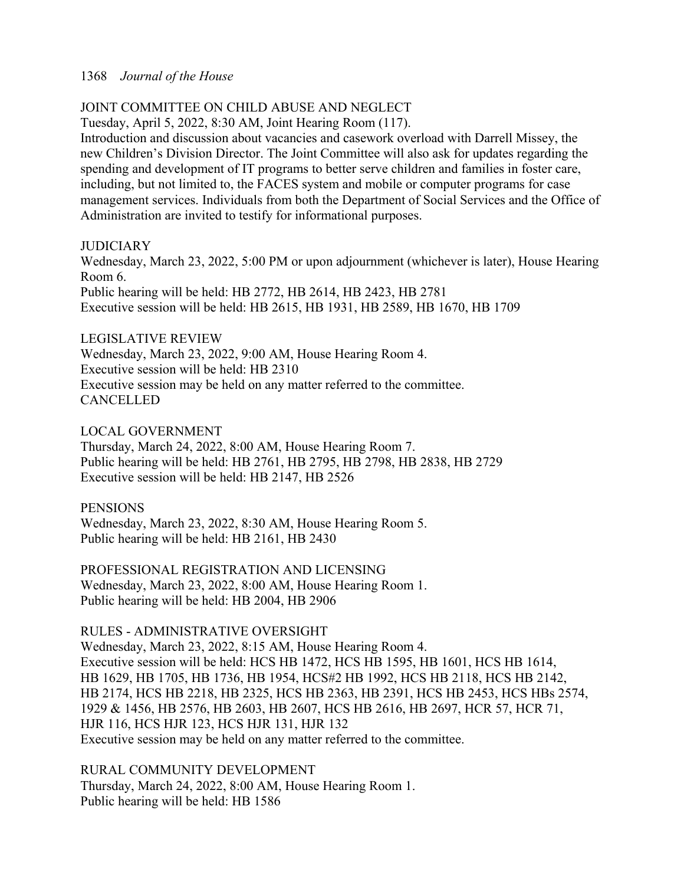JOINT COMMITTEE ON CHILD ABUSE AND NEGLECT
Tuesday, April 5, 2022, 8:30 AM, Joint Hearing Room (117).
Introduction and discussion about vacancies and casework overload with Darrell Missey, the new Children's Division Director. The Joint Committee will also ask for updates regarding the spending and development of IT programs to better serve children and families in foster care, including, but not limited to, the FACES system and mobile or computer programs for case management services. Individuals from both the Department of Social Services and the Office of Administration are invited to testify for informational purposes.

JUDICIARY
Wednesday, March 23, 2022, 5:00 PM or upon adjournment (whichever is later), House Hearing Room 6.
Public hearing will be held: HB 2772, HB 2614, HB 2423, HB 2781
Executive session will be held: HB 2615, HB 1931, HB 2589, HB 1670, HB 1709

LEGISLATIVE REVIEW
Wednesday, March 23, 2022, 9:00 AM, House Hearing Room 4.
Executive session will be held: HB 2310
Executive session may be held on any matter referred to the committee.
CANCELLED

LOCAL GOVERNMENT
Thursday, March 24, 2022, 8:00 AM, House Hearing Room 7.
Public hearing will be held: HB 2761, HB 2795, HB 2798, HB 2838, HB 2729
Executive session will be held: HB 2147, HB 2526

PENSIONS
Wednesday, March 23, 2022, 8:30 AM, House Hearing Room 5.
Public hearing will be held: HB 2161, HB 2430

PROFESSIONAL REGISTRATION AND LICENSING
Wednesday, March 23, 2022, 8:00 AM, House Hearing Room 1.
Public hearing will be held: HB 2004, HB 2906

RULES - ADMINISTRATIVE OVERSIGHT
Wednesday, March 23, 2022, 8:15 AM, House Hearing Room 4.
Executive session will be held: HCS HB 1472, HCS HB 1595, HB 1601, HCS HB 1614, HB 1629, HB 1705, HB 1736, HB 1954, HCS#2 HB 1992, HCS HB 2118, HCS HB 2142, HB 2174, HCS HB 2218, HB 2325, HCS HB 2363, HB 2391, HCS HB 2453, HCS HBs 2574, 1929 & 1456, HB 2576, HB 2603, HB 2607, HCS HB 2616, HB 2697, HCR 57, HCR 71, HJR 116, HCS HJR 123, HCS HJR 131, HJR 132
Executive session may be held on any matter referred to the committee.

RURAL COMMUNITY DEVELOPMENT
Thursday, March 24, 2022, 8:00 AM, House Hearing Room 1.
Public hearing will be held: HB 1586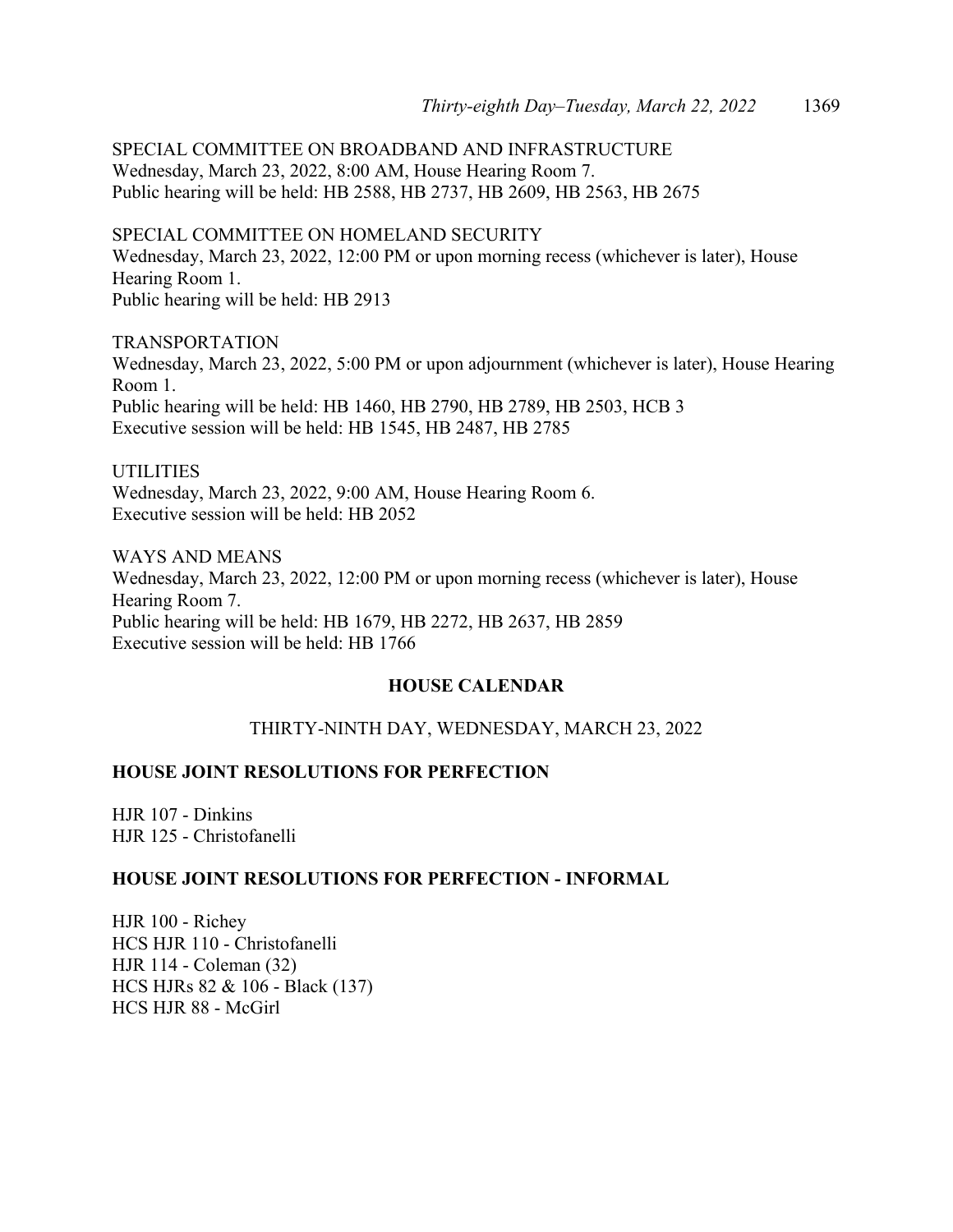SPECIAL COMMITTEE ON BROADBAND AND INFRASTRUCTURE
Wednesday, March 23, 2022, 8:00 AM, House Hearing Room 7.
Public hearing will be held: HB 2588, HB 2737, HB 2609, HB 2563, HB 2675

SPECIAL COMMITTEE ON HOMELAND SECURITY
Wednesday, March 23, 2022, 12:00 PM or upon morning recess (whichever is later), House Hearing Room 1.
Public hearing will be held: HB 2913

TRANSPORTATION
Wednesday, March 23, 2022, 5:00 PM or upon adjournment (whichever is later), House Hearing Room 1.
Public hearing will be held: HB 1460, HB 2790, HB 2789, HB 2503, HCB 3
Executive session will be held: HB 1545, HB 2487, HB 2785

UTILITIES
Wednesday, March 23, 2022, 9:00 AM, House Hearing Room 6.
Executive session will be held: HB 2052

WAYS AND MEANS
Wednesday, March 23, 2022, 12:00 PM or upon morning recess (whichever is later), House Hearing Room 7.
Public hearing will be held: HB 1679, HB 2272, HB 2637, HB 2859
Executive session will be held: HB 1766

## HOUSE CALENDAR

THIRTY-NINTH DAY, WEDNESDAY, MARCH 23, 2022

### HOUSE JOINT RESOLUTIONS FOR PERFECTION

HJR 107 - Dinkins
HJR 125 - Christofanelli

### HOUSE JOINT RESOLUTIONS FOR PERFECTION - INFORMAL

HJR 100 - Richey
HCS HJR 110 - Christofanelli
HJR 114 - Coleman (32)
HCS HJRs 82 & 106 - Black (137)
HCS HJR 88 - McGirl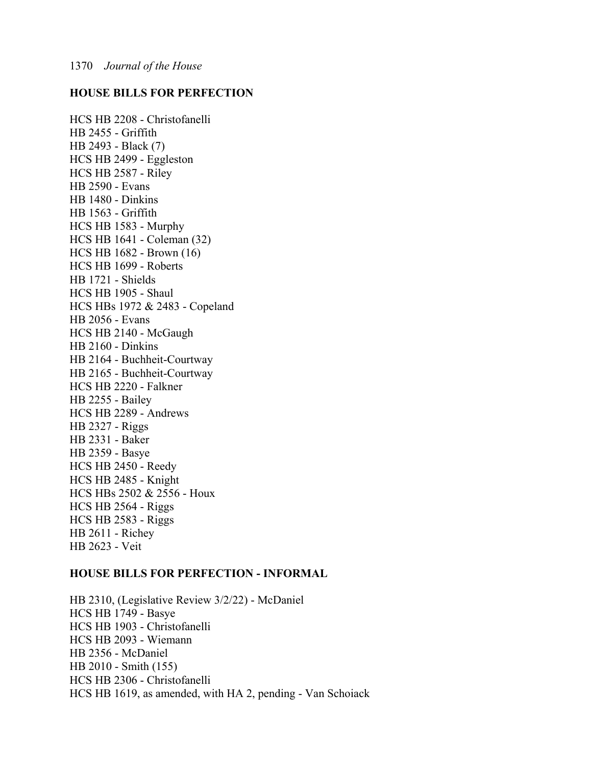## HOUSE BILLS FOR PERFECTION

HCS HB 2208 - Christofanelli
HB 2455 - Griffith
HB 2493 - Black (7)
HCS HB 2499 - Eggleston
HCS HB 2587 - Riley
HB 2590 - Evans
HB 1480 - Dinkins
HB 1563 - Griffith
HCS HB 1583 - Murphy
HCS HB 1641 - Coleman (32)
HCS HB 1682 - Brown (16)
HCS HB 1699 - Roberts
HB 1721 - Shields
HCS HB 1905 - Shaul
HCS HBs 1972 & 2483 - Copeland
HB 2056 - Evans
HCS HB 2140 - McGaugh
HB 2160 - Dinkins
HB 2164 - Buchheit-Courtway
HB 2165 - Buchheit-Courtway
HCS HB 2220 - Falkner
HB 2255 - Bailey
HCS HB 2289 - Andrews
HB 2327 - Riggs
HB 2331 - Baker
HB 2359 - Basye
HCS HB 2450 - Reedy
HCS HB 2485 - Knight
HCS HBs 2502 & 2556 - Houx
HCS HB 2564 - Riggs
HCS HB 2583 - Riggs
HB 2611 - Richey
HB 2623 - Veit

## HOUSE BILLS FOR PERFECTION - INFORMAL

HB 2310, (Legislative Review 3/2/22) - McDaniel
HCS HB 1749 - Basye
HCS HB 1903 - Christofanelli
HCS HB 2093 - Wiemann
HB 2356 - McDaniel
HB 2010 - Smith (155)
HCS HB 2306 - Christofanelli
HCS HB 1619, as amended, with HA 2, pending - Van Schoiack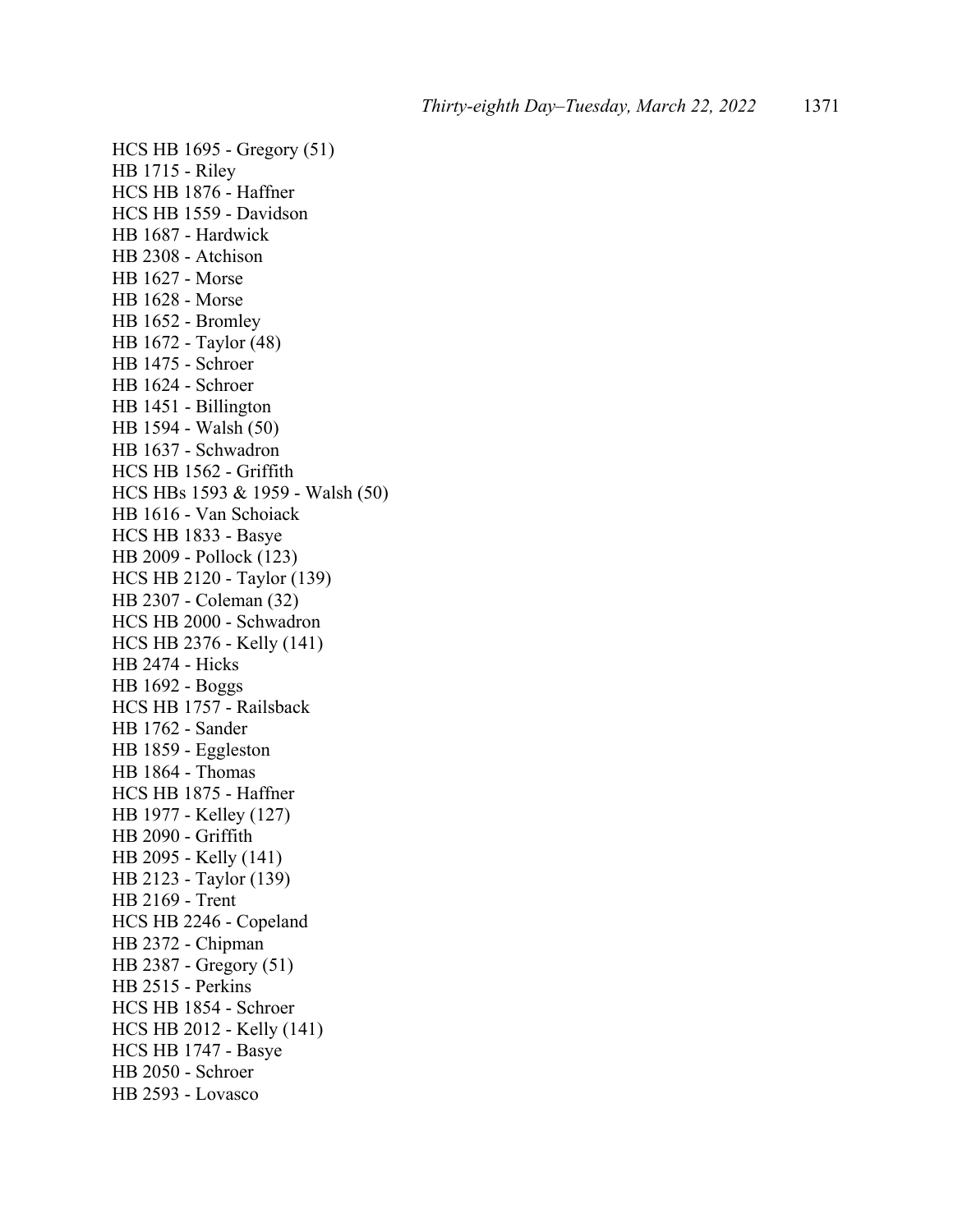HCS HB 1695 - Gregory (51)
HB 1715 - Riley
HCS HB 1876 - Haffner
HCS HB 1559 - Davidson
HB 1687 - Hardwick
HB 2308 - Atchison
HB 1627 - Morse
HB 1628 - Morse
HB 1652 - Bromley
HB 1672 - Taylor (48)
HB 1475 - Schroer
HB 1624 - Schroer
HB 1451 - Billington
HB 1594 - Walsh (50)
HB 1637 - Schwadron
HCS HB 1562 - Griffith
HCS HBs 1593 & 1959 - Walsh (50)
HB 1616 - Van Schoiack
HCS HB 1833 - Basye
HB 2009 - Pollock (123)
HCS HB 2120 - Taylor (139)
HB 2307 - Coleman (32)
HCS HB 2000 - Schwadron
HCS HB 2376 - Kelly (141)
HB 2474 - Hicks
HB 1692 - Boggs
HCS HB 1757 - Railsback
HB 1762 - Sander
HB 1859 - Eggleston
HB 1864 - Thomas
HCS HB 1875 - Haffner
HB 1977 - Kelley (127)
HB 2090 - Griffith
HB 2095 - Kelly (141)
HB 2123 - Taylor (139)
HB 2169 - Trent
HCS HB 2246 - Copeland
HB 2372 - Chipman
HB 2387 - Gregory (51)
HB 2515 - Perkins
HCS HB 1854 - Schroer
HCS HB 2012 - Kelly (141)
HCS HB 1747 - Basye
HB 2050 - Schroer
HB 2593 - Lovasco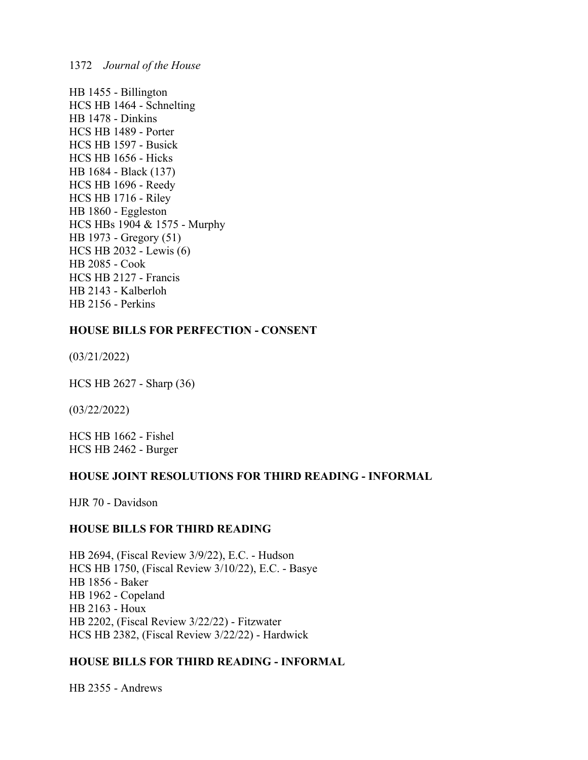HB 1455 - Billington
HCS HB 1464 - Schnelting
HB 1478 - Dinkins
HCS HB 1489 - Porter
HCS HB 1597 - Busick
HCS HB 1656 - Hicks
HB 1684 - Black (137)
HCS HB 1696 - Reedy
HCS HB 1716 - Riley
HB 1860 - Eggleston
HCS HBs 1904 & 1575 - Murphy
HB 1973 - Gregory (51)
HCS HB 2032 - Lewis (6)
HB 2085 - Cook
HCS HB 2127 - Francis
HB 2143 - Kalberloh
HB 2156 - Perkins

**HOUSE BILLS FOR PERFECTION - CONSENT**

(03/21/2022)

HCS HB 2627 - Sharp (36)

(03/22/2022)

HCS HB 1662 - Fishel
HCS HB 2462 - Burger

**HOUSE JOINT RESOLUTIONS FOR THIRD READING - INFORMAL**

HJR 70 - Davidson

**HOUSE BILLS FOR THIRD READING**

HB 2694, (Fiscal Review 3/9/22), E.C. - Hudson
HCS HB 1750, (Fiscal Review 3/10/22), E.C. - Basye
HB 1856 - Baker
HB 1962 - Copeland
HB 2163 - Houx
HB 2202, (Fiscal Review 3/22/22) - Fitzwater
HCS HB 2382, (Fiscal Review 3/22/22) - Hardwick

**HOUSE BILLS FOR THIRD READING - INFORMAL**

HB 2355 - Andrews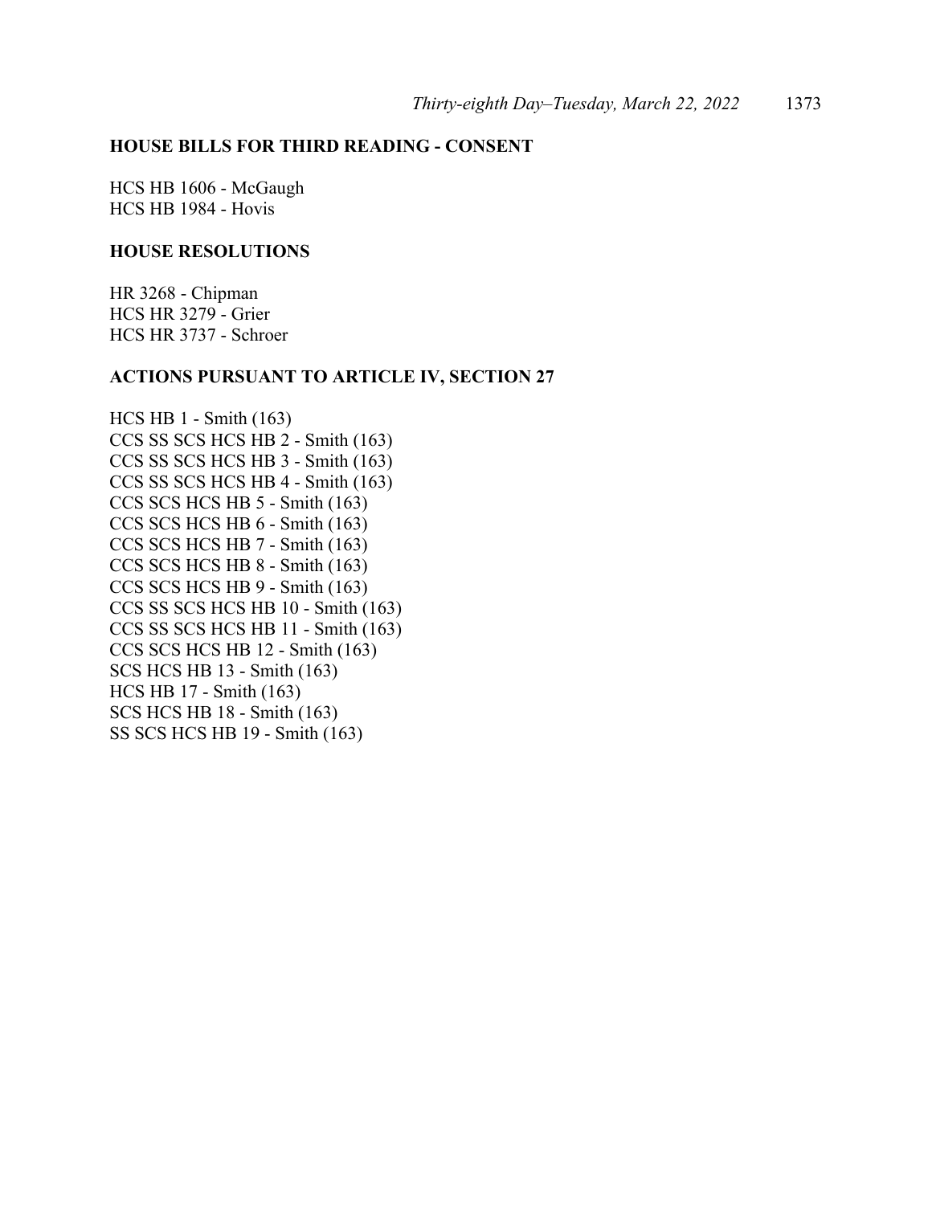## HOUSE BILLS FOR THIRD READING - CONSENT

HCS HB 1606 - McGaugh
HCS HB 1984 - Hovis

## HOUSE RESOLUTIONS

HR 3268 - Chipman
HCS HR 3279 - Grier
HCS HR 3737 - Schroer

## ACTIONS PURSUANT TO ARTICLE IV, SECTION 27

HCS HB 1 - Smith (163)
CCS SS SCS HCS HB 2 - Smith (163)
CCS SS SCS HCS HB 3 - Smith (163)
CCS SS SCS HCS HB 4 - Smith (163)
CCS SCS HCS HB 5 - Smith (163)
CCS SCS HCS HB 6 - Smith (163)
CCS SCS HCS HB 7 - Smith (163)
CCS SCS HCS HB 8 - Smith (163)
CCS SCS HCS HB 9 - Smith (163)
CCS SS SCS HCS HB 10 - Smith (163)
CCS SS SCS HCS HB 11 - Smith (163)
CCS SCS HCS HB 12 - Smith (163)
SCS HCS HB 13 - Smith (163)
HCS HB 17 - Smith (163)
SCS HCS HB 18 - Smith (163)
SS SCS HCS HB 19 - Smith (163)